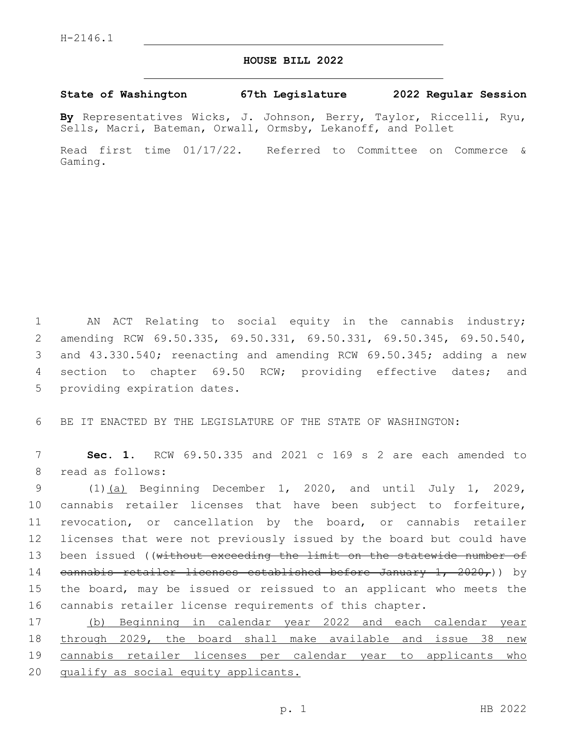H-2146.1

# HOUSE BILL 2022

**State of Washington 67th Legislature 2022 Regular Session**

**By** Representatives Wicks, J. Johnson, Berry, Taylor, Riccelli, Ryu, Sells, Macri, Bateman, Orwall, Ormsby, Lekanoff, and Pollet

Read first time 01/17/22. Referred to Committee on Commerce & Gaming.

1 AN ACT Relating to social equity in the cannabis industry;
2 amending RCW 69.50.335, 69.50.331, 69.50.331, 69.50.345, 69.50.540,
3 and 43.330.540; reenacting and amending RCW 69.50.345; adding a new
4 section to chapter 69.50 RCW; providing effective dates; and
5 providing expiration dates.

6 BE IT ENACTED BY THE LEGISLATURE OF THE STATE OF WASHINGTON:

7 **Sec. 1.** RCW 69.50.335 and 2021 c 169 s 2 are each amended to
8 read as follows:

9 (1)<u>(a)</u> Beginning December 1, 2020, and until July 1, 2029,
10 cannabis retailer licenses that have been subject to forfeiture,
11 revocation, or cancellation by the board, or cannabis retailer
12 licenses that were not previously issued by the board but could have
13 been issued ((~~without exceeding the limit on the statewide number of~~
14 ~~cannabis retailer licenses established before January 1, 2020,~~)) by
15 the board, may be issued or reissued to an applicant who meets the
16 cannabis retailer license requirements of this chapter.

17 <u>(b) Beginning in calendar year 2022 and each calendar year</u>
18 <u>through 2029, the board shall make available and issue 38 new</u>
19 <u>cannabis retailer licenses per calendar year to applicants who</u>
20 <u>qualify as social equity applicants.</u>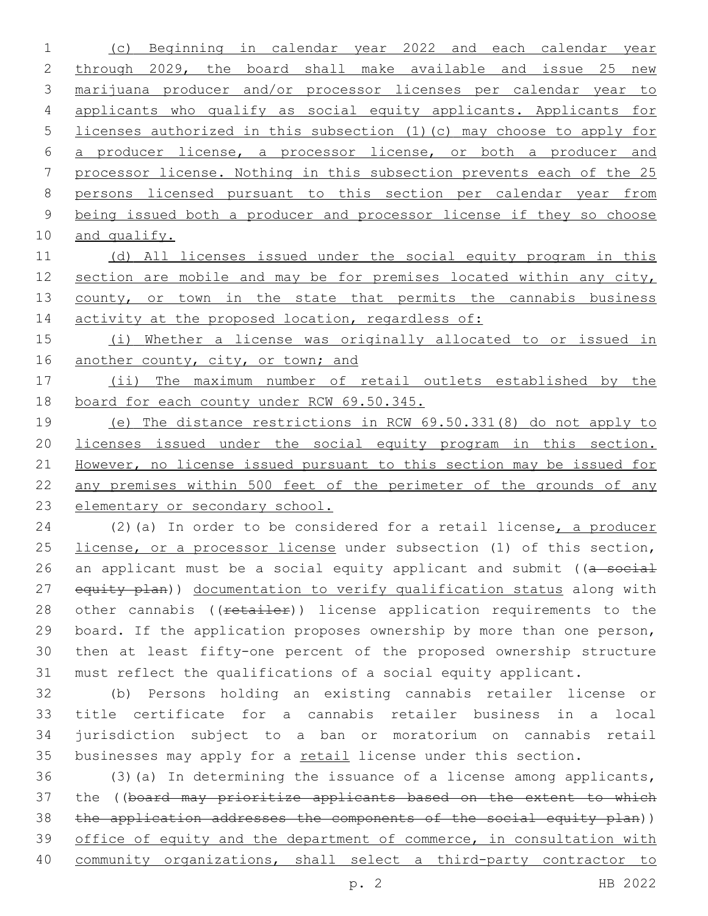(c) Beginning in calendar year 2022 and each calendar year through 2029, the board shall make available and issue 25 new marijuana producer and/or processor licenses per calendar year to applicants who qualify as social equity applicants. Applicants for licenses authorized in this subsection (1)(c) may choose to apply for a producer license, a processor license, or both a producer and processor license. Nothing in this subsection prevents each of the 25 persons licensed pursuant to this section per calendar year from being issued both a producer and processor license if they so choose and qualify.

(d) All licenses issued under the social equity program in this section are mobile and may be for premises located within any city, county, or town in the state that permits the cannabis business activity at the proposed location, regardless of:

(i) Whether a license was originally allocated to or issued in another county, city, or town; and

(ii) The maximum number of retail outlets established by the board for each county under RCW 69.50.345.

(e) The distance restrictions in RCW 69.50.331(8) do not apply to licenses issued under the social equity program in this section. However, no license issued pursuant to this section may be issued for any premises within 500 feet of the perimeter of the grounds of any elementary or secondary school.

(2)(a) In order to be considered for a retail license, a producer license, or a processor license under subsection (1) of this section, an applicant must be a social equity applicant and submit ((~~a social equity plan~~)) documentation to verify qualification status along with other cannabis ((~~retailer~~)) license application requirements to the board. If the application proposes ownership by more than one person, then at least fifty-one percent of the proposed ownership structure must reflect the qualifications of a social equity applicant.

(b) Persons holding an existing cannabis retailer license or title certificate for a cannabis retailer business in a local jurisdiction subject to a ban or moratorium on cannabis retail businesses may apply for a retail license under this section.

(3)(a) In determining the issuance of a license among applicants, the ((~~board may prioritize applicants based on the extent to which the application addresses the components of the social equity plan~~)) office of equity and the department of commerce, in consultation with community organizations, shall select a third-party contractor to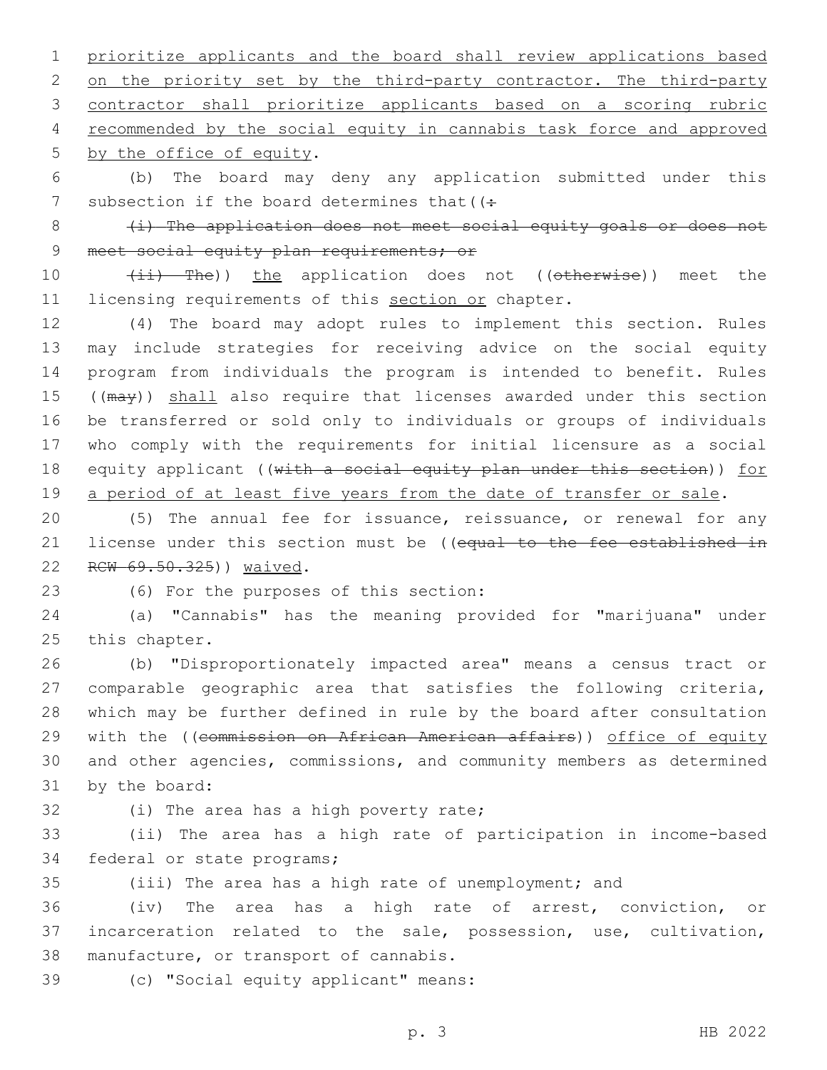prioritize applicants and the board shall review applications based on the priority set by the third-party contractor. The third-party contractor shall prioritize applicants based on a scoring rubric recommended by the social equity in cannabis task force and approved by the office of equity.

(b) The board may deny any application submitted under this subsection if the board determines that((:

(i) The application does not meet social equity goals or does not meet social equity plan requirements; or

(ii) The)) the application does not ((otherwise)) meet the licensing requirements of this section or chapter.

(4) The board may adopt rules to implement this section. Rules may include strategies for receiving advice on the social equity program from individuals the program is intended to benefit. Rules ((may)) shall also require that licenses awarded under this section be transferred or sold only to individuals or groups of individuals who comply with the requirements for initial licensure as a social equity applicant ((with a social equity plan under this section)) for a period of at least five years from the date of transfer or sale.

(5) The annual fee for issuance, reissuance, or renewal for any license under this section must be ((equal to the fee established in RCW 69.50.325)) waived.

(6) For the purposes of this section:

(a) "Cannabis" has the meaning provided for "marijuana" under this chapter.

(b) "Disproportionately impacted area" means a census tract or comparable geographic area that satisfies the following criteria, which may be further defined in rule by the board after consultation with the ((commission on African American affairs)) office of equity and other agencies, commissions, and community members as determined by the board:

(i) The area has a high poverty rate;

(ii) The area has a high rate of participation in income-based federal or state programs;

(iii) The area has a high rate of unemployment; and

(iv) The area has a high rate of arrest, conviction, or incarceration related to the sale, possession, use, cultivation, manufacture, or transport of cannabis.

(c) "Social equity applicant" means: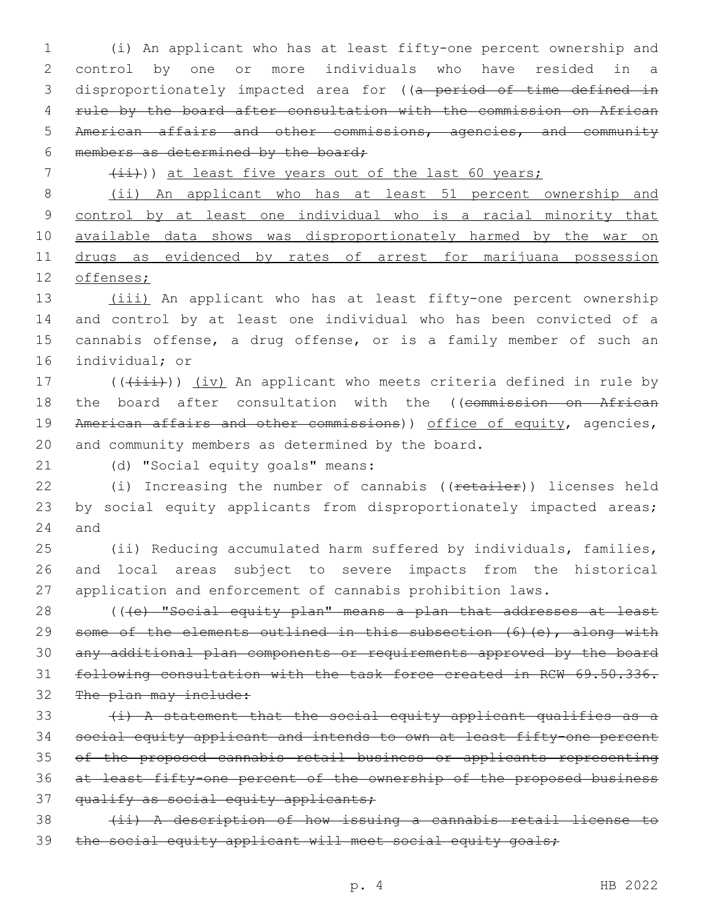(i) An applicant who has at least fifty-one percent ownership and control by one or more individuals who have resided in a disproportionately impacted area for ((~~a period of time defined in rule by the board after consultation with the commission on African American affairs and other commissions, agencies, and community members as determined by the board;~~

~~(ii)~~)) at least five years out of the last 60 years;

(ii) An applicant who has at least 51 percent ownership and control by at least one individual who is a racial minority that available data shows was disproportionately harmed by the war on drugs as evidenced by rates of arrest for marijuana possession offenses;

(iii) An applicant who has at least fifty-one percent ownership and control by at least one individual who has been convicted of a cannabis offense, a drug offense, or is a family member of such an individual; or

((~~(iii)~~)) (iv) An applicant who meets criteria defined in rule by the board after consultation with the ((~~commission on African American affairs and other commissions~~)) office of equity, agencies, and community members as determined by the board.

(d) "Social equity goals" means:

(i) Increasing the number of cannabis ((~~retailer~~)) licenses held by social equity applicants from disproportionately impacted areas; and

(ii) Reducing accumulated harm suffered by individuals, families, and local areas subject to severe impacts from the historical application and enforcement of cannabis prohibition laws.

((~~(e) "Social equity plan" means a plan that addresses at least some of the elements outlined in this subsection (6)(e), along with any additional plan components or requirements approved by the board following consultation with the task force created in RCW 69.50.336. The plan may include:~~

~~(i) A statement that the social equity applicant qualifies as a social equity applicant and intends to own at least fifty-one percent of the proposed cannabis retail business or applicants representing at least fifty-one percent of the ownership of the proposed business qualify as social equity applicants;~~

~~(ii) A description of how issuing a cannabis retail license to the social equity applicant will meet social equity goals;~~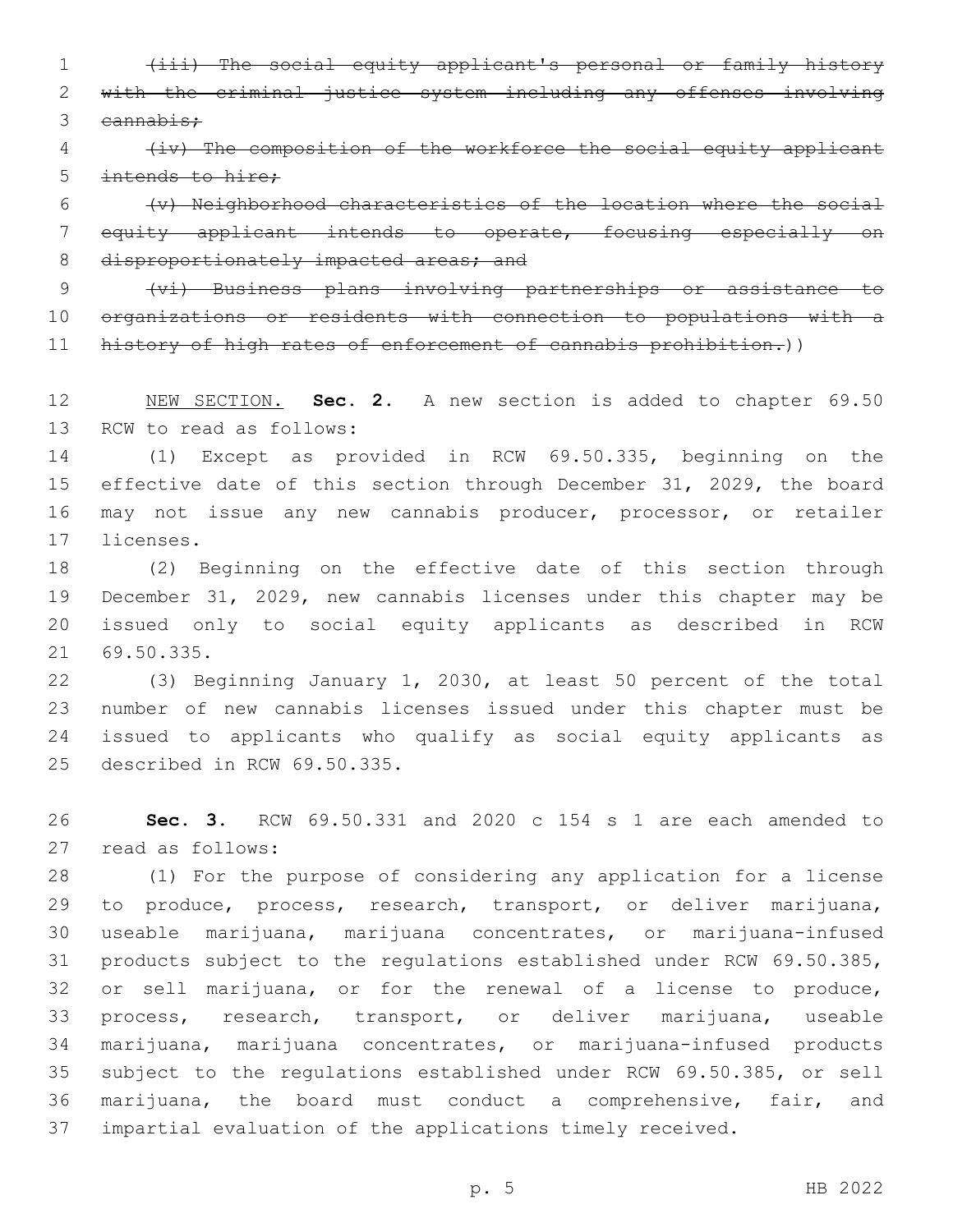~~(iii) The social equity applicant's personal or family history with the criminal justice system including any offenses involving cannabis;~~

~~(iv) The composition of the workforce the social equity applicant intends to hire;~~

~~(v) Neighborhood characteristics of the location where the social equity applicant intends to operate, focusing especially on disproportionately impacted areas; and~~

~~(vi) Business plans involving partnerships or assistance to organizations or residents with connection to populations with a history of high rates of enforcement of cannabis prohibition.~~))

NEW SECTION. **Sec. 2.** A new section is added to chapter 69.50 RCW to read as follows:

(1) Except as provided in RCW 69.50.335, beginning on the effective date of this section through December 31, 2029, the board may not issue any new cannabis producer, processor, or retailer licenses.

(2) Beginning on the effective date of this section through December 31, 2029, new cannabis licenses under this chapter may be issued only to social equity applicants as described in RCW 69.50.335.

(3) Beginning January 1, 2030, at least 50 percent of the total number of new cannabis licenses issued under this chapter must be issued to applicants who qualify as social equity applicants as described in RCW 69.50.335.

**Sec. 3.** RCW 69.50.331 and 2020 c 154 s 1 are each amended to read as follows:

(1) For the purpose of considering any application for a license to produce, process, research, transport, or deliver marijuana, useable marijuana, marijuana concentrates, or marijuana-infused products subject to the regulations established under RCW 69.50.385, or sell marijuana, or for the renewal of a license to produce, process, research, transport, or deliver marijuana, useable marijuana, marijuana concentrates, or marijuana-infused products subject to the regulations established under RCW 69.50.385, or sell marijuana, the board must conduct a comprehensive, fair, and impartial evaluation of the applications timely received.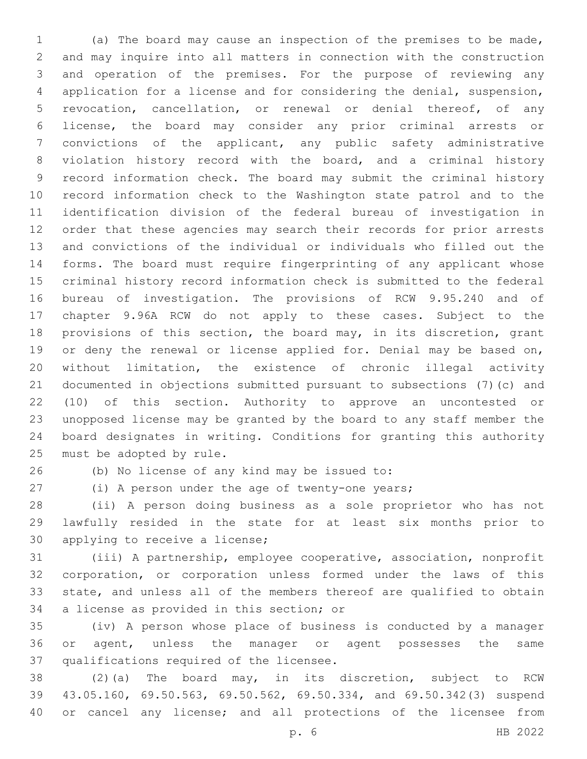(a) The board may cause an inspection of the premises to be made, and may inquire into all matters in connection with the construction and operation of the premises. For the purpose of reviewing any application for a license and for considering the denial, suspension, revocation, cancellation, or renewal or denial thereof, of any license, the board may consider any prior criminal arrests or convictions of the applicant, any public safety administrative violation history record with the board, and a criminal history record information check. The board may submit the criminal history record information check to the Washington state patrol and to the identification division of the federal bureau of investigation in order that these agencies may search their records for prior arrests and convictions of the individual or individuals who filled out the forms. The board must require fingerprinting of any applicant whose criminal history record information check is submitted to the federal bureau of investigation. The provisions of RCW 9.95.240 and of chapter 9.96A RCW do not apply to these cases. Subject to the provisions of this section, the board may, in its discretion, grant or deny the renewal or license applied for. Denial may be based on, without limitation, the existence of chronic illegal activity documented in objections submitted pursuant to subsections (7)(c) and (10) of this section. Authority to approve an uncontested or unopposed license may be granted by the board to any staff member the board designates in writing. Conditions for granting this authority must be adopted by rule.

(b) No license of any kind may be issued to:

(i) A person under the age of twenty-one years;

(ii) A person doing business as a sole proprietor who has not lawfully resided in the state for at least six months prior to applying to receive a license;

(iii) A partnership, employee cooperative, association, nonprofit corporation, or corporation unless formed under the laws of this state, and unless all of the members thereof are qualified to obtain a license as provided in this section; or

(iv) A person whose place of business is conducted by a manager or agent, unless the manager or agent possesses the same qualifications required of the licensee.

(2)(a) The board may, in its discretion, subject to RCW 43.05.160, 69.50.563, 69.50.562, 69.50.334, and 69.50.342(3) suspend or cancel any license; and all protections of the licensee from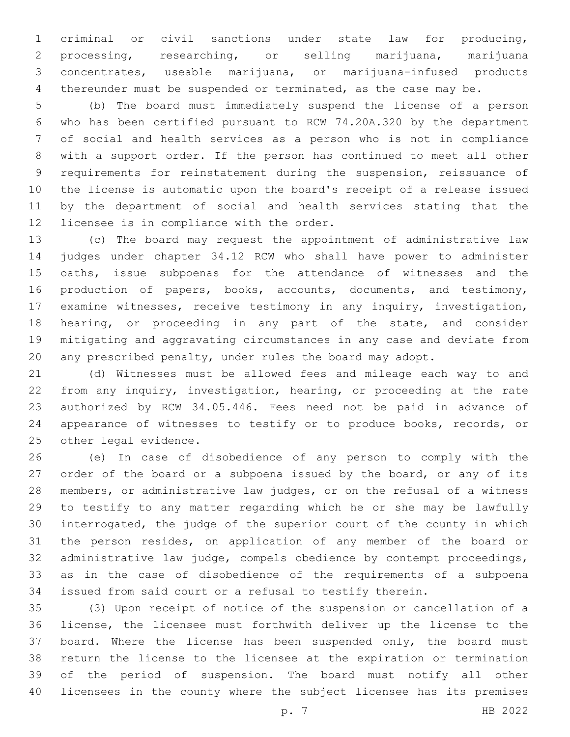criminal or civil sanctions under state law for producing, processing, researching, or selling marijuana, marijuana concentrates, useable marijuana, or marijuana-infused products thereunder must be suspended or terminated, as the case may be.

(b) The board must immediately suspend the license of a person who has been certified pursuant to RCW 74.20A.320 by the department of social and health services as a person who is not in compliance with a support order. If the person has continued to meet all other requirements for reinstatement during the suspension, reissuance of the license is automatic upon the board's receipt of a release issued by the department of social and health services stating that the licensee is in compliance with the order.

(c) The board may request the appointment of administrative law judges under chapter 34.12 RCW who shall have power to administer oaths, issue subpoenas for the attendance of witnesses and the production of papers, books, accounts, documents, and testimony, examine witnesses, receive testimony in any inquiry, investigation, hearing, or proceeding in any part of the state, and consider mitigating and aggravating circumstances in any case and deviate from any prescribed penalty, under rules the board may adopt.

(d) Witnesses must be allowed fees and mileage each way to and from any inquiry, investigation, hearing, or proceeding at the rate authorized by RCW 34.05.446. Fees need not be paid in advance of appearance of witnesses to testify or to produce books, records, or other legal evidence.

(e) In case of disobedience of any person to comply with the order of the board or a subpoena issued by the board, or any of its members, or administrative law judges, or on the refusal of a witness to testify to any matter regarding which he or she may be lawfully interrogated, the judge of the superior court of the county in which the person resides, on application of any member of the board or administrative law judge, compels obedience by contempt proceedings, as in the case of disobedience of the requirements of a subpoena issued from said court or a refusal to testify therein.

(3) Upon receipt of notice of the suspension or cancellation of a license, the licensee must forthwith deliver up the license to the board. Where the license has been suspended only, the board must return the license to the licensee at the expiration or termination of the period of suspension. The board must notify all other licensees in the county where the subject licensee has its premises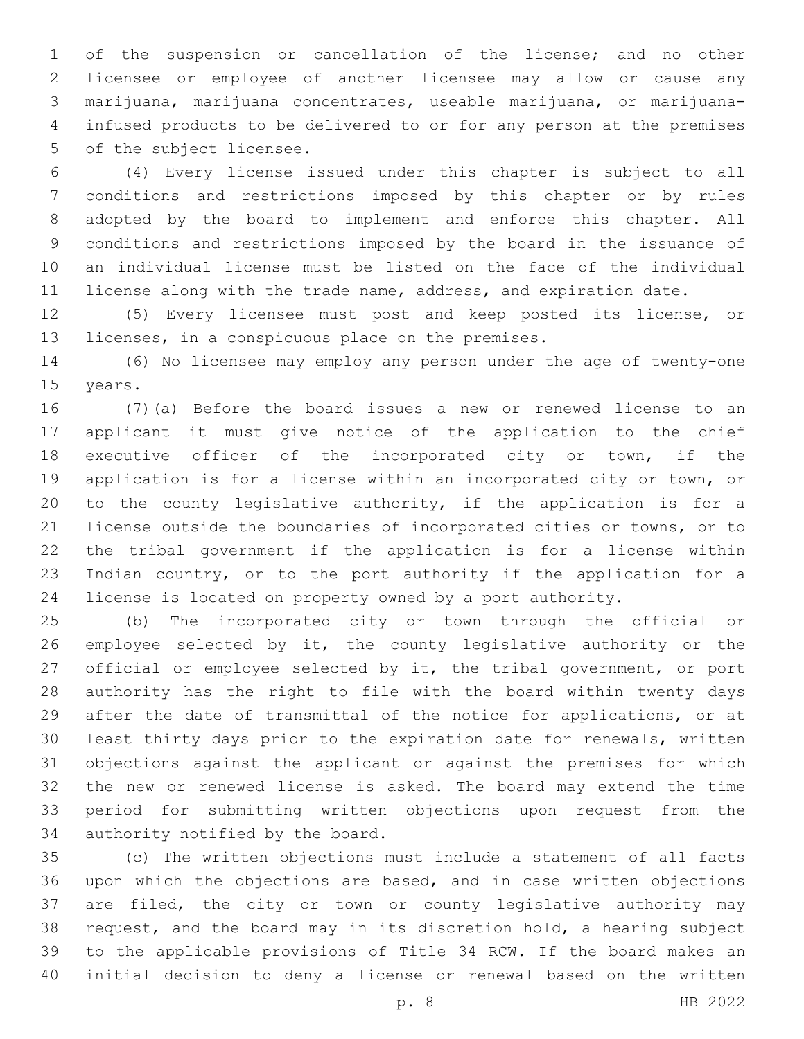of the suspension or cancellation of the license; and no other licensee or employee of another licensee may allow or cause any marijuana, marijuana concentrates, useable marijuana, or marijuana-infused products to be delivered to or for any person at the premises of the subject licensee.

(4) Every license issued under this chapter is subject to all conditions and restrictions imposed by this chapter or by rules adopted by the board to implement and enforce this chapter. All conditions and restrictions imposed by the board in the issuance of an individual license must be listed on the face of the individual license along with the trade name, address, and expiration date.

(5) Every licensee must post and keep posted its license, or licenses, in a conspicuous place on the premises.

(6) No licensee may employ any person under the age of twenty-one years.

(7)(a) Before the board issues a new or renewed license to an applicant it must give notice of the application to the chief executive officer of the incorporated city or town, if the application is for a license within an incorporated city or town, or to the county legislative authority, if the application is for a license outside the boundaries of incorporated cities or towns, or to the tribal government if the application is for a license within Indian country, or to the port authority if the application for a license is located on property owned by a port authority.

(b) The incorporated city or town through the official or employee selected by it, the county legislative authority or the official or employee selected by it, the tribal government, or port authority has the right to file with the board within twenty days after the date of transmittal of the notice for applications, or at least thirty days prior to the expiration date for renewals, written objections against the applicant or against the premises for which the new or renewed license is asked. The board may extend the time period for submitting written objections upon request from the authority notified by the board.

(c) The written objections must include a statement of all facts upon which the objections are based, and in case written objections are filed, the city or town or county legislative authority may request, and the board may in its discretion hold, a hearing subject to the applicable provisions of Title 34 RCW. If the board makes an initial decision to deny a license or renewal based on the written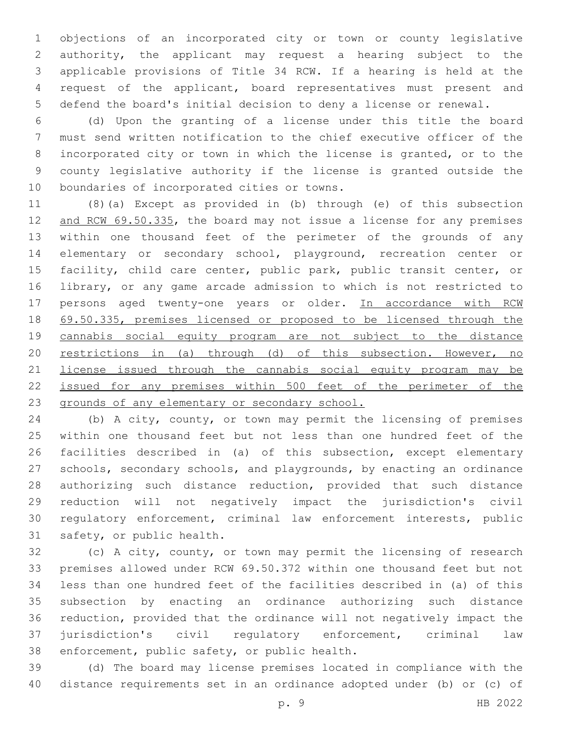objections of an incorporated city or town or county legislative authority, the applicant may request a hearing subject to the applicable provisions of Title 34 RCW. If a hearing is held at the request of the applicant, board representatives must present and defend the board's initial decision to deny a license or renewal.

(d) Upon the granting of a license under this title the board must send written notification to the chief executive officer of the incorporated city or town in which the license is granted, or to the county legislative authority if the license is granted outside the boundaries of incorporated cities or towns.

(8)(a) Except as provided in (b) through (e) of this subsection <u>and RCW 69.50.335</u>, the board may not issue a license for any premises within one thousand feet of the perimeter of the grounds of any elementary or secondary school, playground, recreation center or facility, child care center, public park, public transit center, or library, or any game arcade admission to which is not restricted to persons aged twenty-one years or older. <u>In accordance with RCW 69.50.335, premises licensed or proposed to be licensed through the cannabis social equity program are not subject to the distance restrictions in (a) through (d) of this subsection. However, no license issued through the cannabis social equity program may be issued for any premises within 500 feet of the perimeter of the grounds of any elementary or secondary school.</u>

(b) A city, county, or town may permit the licensing of premises within one thousand feet but not less than one hundred feet of the facilities described in (a) of this subsection, except elementary schools, secondary schools, and playgrounds, by enacting an ordinance authorizing such distance reduction, provided that such distance reduction will not negatively impact the jurisdiction's civil regulatory enforcement, criminal law enforcement interests, public safety, or public health.

(c) A city, county, or town may permit the licensing of research premises allowed under RCW 69.50.372 within one thousand feet but not less than one hundred feet of the facilities described in (a) of this subsection by enacting an ordinance authorizing such distance reduction, provided that the ordinance will not negatively impact the jurisdiction's civil regulatory enforcement, criminal law enforcement, public safety, or public health.

(d) The board may license premises located in compliance with the distance requirements set in an ordinance adopted under (b) or (c) of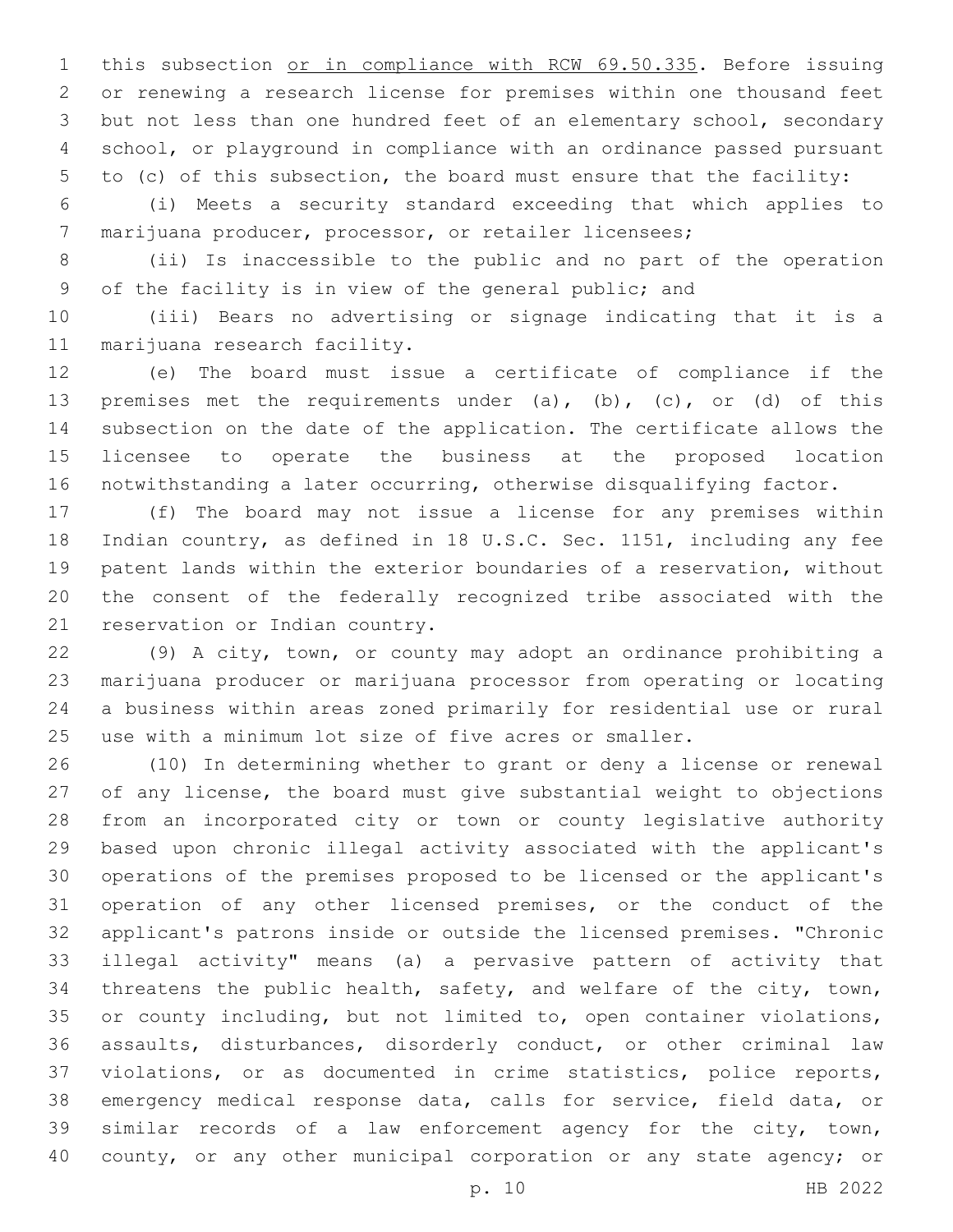this subsection <u>or in compliance with RCW 69.50.335</u>. Before issuing or renewing a research license for premises within one thousand feet but not less than one hundred feet of an elementary school, secondary school, or playground in compliance with an ordinance passed pursuant to (c) of this subsection, the board must ensure that the facility:

(i) Meets a security standard exceeding that which applies to marijuana producer, processor, or retailer licensees;

(ii) Is inaccessible to the public and no part of the operation of the facility is in view of the general public; and

(iii) Bears no advertising or signage indicating that it is a marijuana research facility.

(e) The board must issue a certificate of compliance if the premises met the requirements under (a), (b), (c), or (d) of this subsection on the date of the application. The certificate allows the licensee to operate the business at the proposed location notwithstanding a later occurring, otherwise disqualifying factor.

(f) The board may not issue a license for any premises within Indian country, as defined in 18 U.S.C. Sec. 1151, including any fee patent lands within the exterior boundaries of a reservation, without the consent of the federally recognized tribe associated with the reservation or Indian country.

(9) A city, town, or county may adopt an ordinance prohibiting a marijuana producer or marijuana processor from operating or locating a business within areas zoned primarily for residential use or rural use with a minimum lot size of five acres or smaller.

(10) In determining whether to grant or deny a license or renewal of any license, the board must give substantial weight to objections from an incorporated city or town or county legislative authority based upon chronic illegal activity associated with the applicant's operations of the premises proposed to be licensed or the applicant's operation of any other licensed premises, or the conduct of the applicant's patrons inside or outside the licensed premises. "Chronic illegal activity" means (a) a pervasive pattern of activity that threatens the public health, safety, and welfare of the city, town, or county including, but not limited to, open container violations, assaults, disturbances, disorderly conduct, or other criminal law violations, or as documented in crime statistics, police reports, emergency medical response data, calls for service, field data, or similar records of a law enforcement agency for the city, town, county, or any other municipal corporation or any state agency; or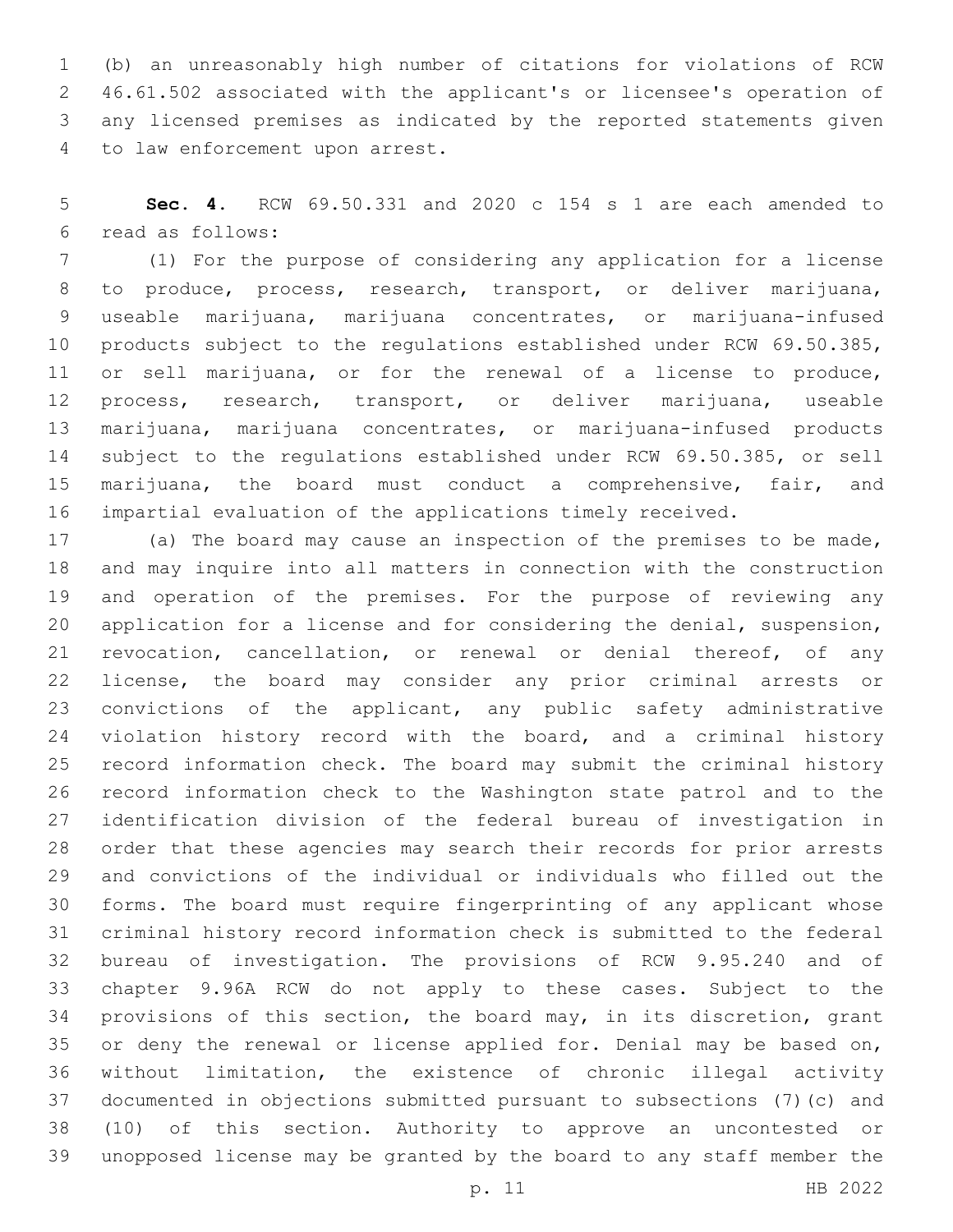(b) an unreasonably high number of citations for violations of RCW 46.61.502 associated with the applicant's or licensee's operation of any licensed premises as indicated by the reported statements given to law enforcement upon arrest.

**Sec. 4.** RCW 69.50.331 and 2020 c 154 s 1 are each amended to read as follows:

(1) For the purpose of considering any application for a license to produce, process, research, transport, or deliver marijuana, useable marijuana, marijuana concentrates, or marijuana-infused products subject to the regulations established under RCW 69.50.385, or sell marijuana, or for the renewal of a license to produce, process, research, transport, or deliver marijuana, useable marijuana, marijuana concentrates, or marijuana-infused products subject to the regulations established under RCW 69.50.385, or sell marijuana, the board must conduct a comprehensive, fair, and impartial evaluation of the applications timely received.

(a) The board may cause an inspection of the premises to be made, and may inquire into all matters in connection with the construction and operation of the premises. For the purpose of reviewing any application for a license and for considering the denial, suspension, revocation, cancellation, or renewal or denial thereof, of any license, the board may consider any prior criminal arrests or convictions of the applicant, any public safety administrative violation history record with the board, and a criminal history record information check. The board may submit the criminal history record information check to the Washington state patrol and to the identification division of the federal bureau of investigation in order that these agencies may search their records for prior arrests and convictions of the individual or individuals who filled out the forms. The board must require fingerprinting of any applicant whose criminal history record information check is submitted to the federal bureau of investigation. The provisions of RCW 9.95.240 and of chapter 9.96A RCW do not apply to these cases. Subject to the provisions of this section, the board may, in its discretion, grant or deny the renewal or license applied for. Denial may be based on, without limitation, the existence of chronic illegal activity documented in objections submitted pursuant to subsections (7)(c) and (10) of this section. Authority to approve an uncontested or unopposed license may be granted by the board to any staff member the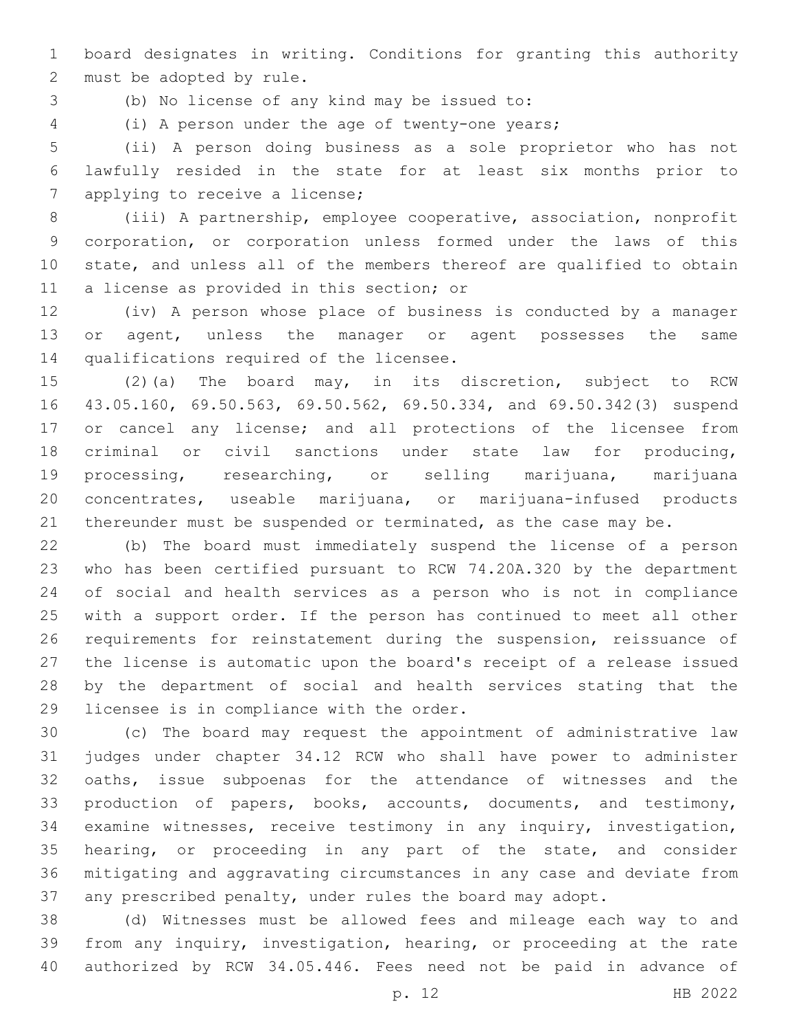board designates in writing. Conditions for granting this authority must be adopted by rule.

(b) No license of any kind may be issued to:

(i) A person under the age of twenty-one years;

(ii) A person doing business as a sole proprietor who has not lawfully resided in the state for at least six months prior to applying to receive a license;

(iii) A partnership, employee cooperative, association, nonprofit corporation, or corporation unless formed under the laws of this state, and unless all of the members thereof are qualified to obtain a license as provided in this section; or

(iv) A person whose place of business is conducted by a manager or agent, unless the manager or agent possesses the same qualifications required of the licensee.

(2)(a) The board may, in its discretion, subject to RCW 43.05.160, 69.50.563, 69.50.562, 69.50.334, and 69.50.342(3) suspend or cancel any license; and all protections of the licensee from criminal or civil sanctions under state law for producing, processing, researching, or selling marijuana, marijuana concentrates, useable marijuana, or marijuana-infused products thereunder must be suspended or terminated, as the case may be.

(b) The board must immediately suspend the license of a person who has been certified pursuant to RCW 74.20A.320 by the department of social and health services as a person who is not in compliance with a support order. If the person has continued to meet all other requirements for reinstatement during the suspension, reissuance of the license is automatic upon the board's receipt of a release issued by the department of social and health services stating that the licensee is in compliance with the order.

(c) The board may request the appointment of administrative law judges under chapter 34.12 RCW who shall have power to administer oaths, issue subpoenas for the attendance of witnesses and the production of papers, books, accounts, documents, and testimony, examine witnesses, receive testimony in any inquiry, investigation, hearing, or proceeding in any part of the state, and consider mitigating and aggravating circumstances in any case and deviate from any prescribed penalty, under rules the board may adopt.

(d) Witnesses must be allowed fees and mileage each way to and from any inquiry, investigation, hearing, or proceeding at the rate authorized by RCW 34.05.446. Fees need not be paid in advance of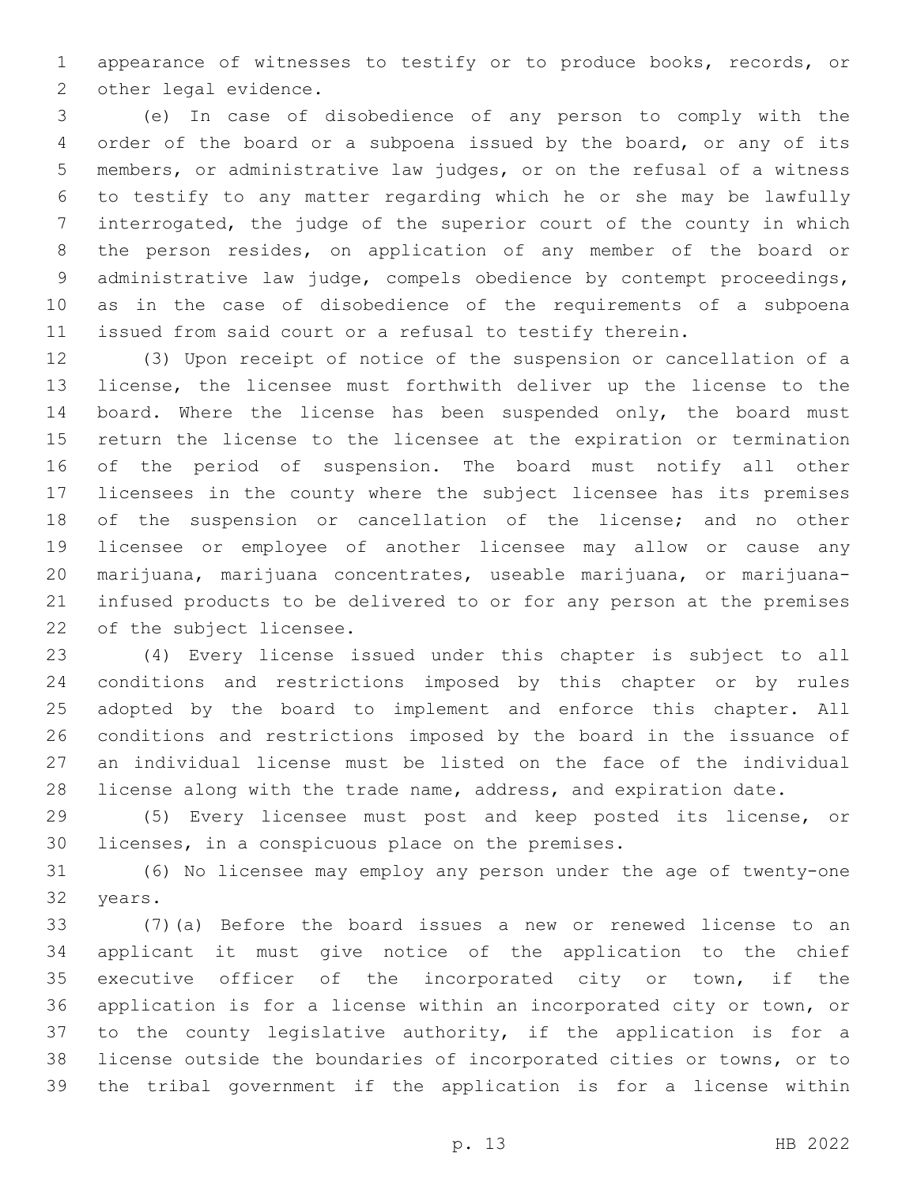appearance of witnesses to testify or to produce books, records, or other legal evidence.

(e) In case of disobedience of any person to comply with the order of the board or a subpoena issued by the board, or any of its members, or administrative law judges, or on the refusal of a witness to testify to any matter regarding which he or she may be lawfully interrogated, the judge of the superior court of the county in which the person resides, on application of any member of the board or administrative law judge, compels obedience by contempt proceedings, as in the case of disobedience of the requirements of a subpoena issued from said court or a refusal to testify therein.

(3) Upon receipt of notice of the suspension or cancellation of a license, the licensee must forthwith deliver up the license to the board. Where the license has been suspended only, the board must return the license to the licensee at the expiration or termination of the period of suspension. The board must notify all other licensees in the county where the subject licensee has its premises of the suspension or cancellation of the license; and no other licensee or employee of another licensee may allow or cause any marijuana, marijuana concentrates, useable marijuana, or marijuana-infused products to be delivered to or for any person at the premises of the subject licensee.

(4) Every license issued under this chapter is subject to all conditions and restrictions imposed by this chapter or by rules adopted by the board to implement and enforce this chapter. All conditions and restrictions imposed by the board in the issuance of an individual license must be listed on the face of the individual license along with the trade name, address, and expiration date.

(5) Every licensee must post and keep posted its license, or licenses, in a conspicuous place on the premises.

(6) No licensee may employ any person under the age of twenty-one years.

(7)(a) Before the board issues a new or renewed license to an applicant it must give notice of the application to the chief executive officer of the incorporated city or town, if the application is for a license within an incorporated city or town, or to the county legislative authority, if the application is for a license outside the boundaries of incorporated cities or towns, or to the tribal government if the application is for a license within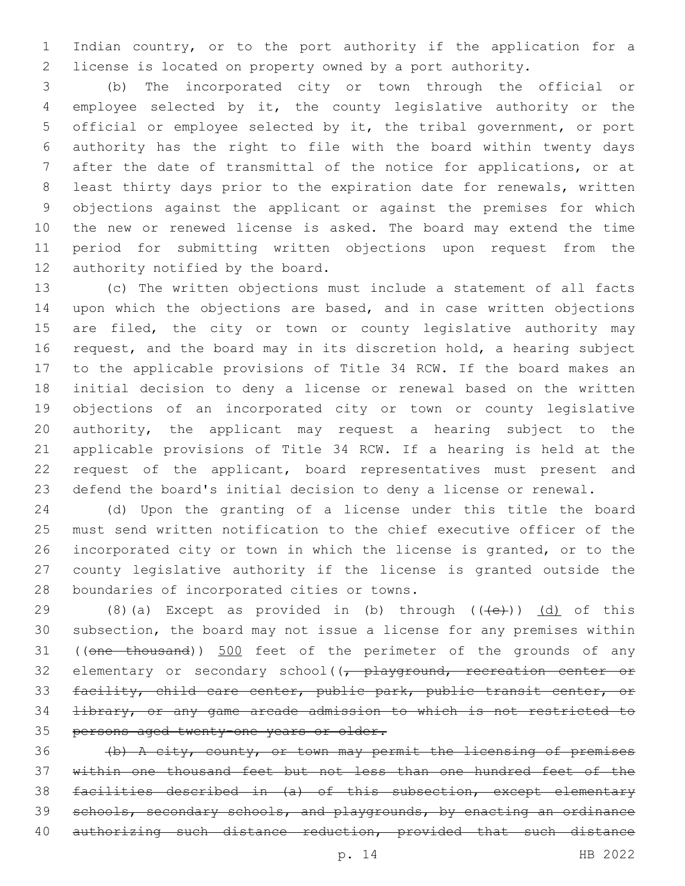Indian country, or to the port authority if the application for a license is located on property owned by a port authority.

(b) The incorporated city or town through the official or employee selected by it, the county legislative authority or the official or employee selected by it, the tribal government, or port authority has the right to file with the board within twenty days after the date of transmittal of the notice for applications, or at least thirty days prior to the expiration date for renewals, written objections against the applicant or against the premises for which the new or renewed license is asked. The board may extend the time period for submitting written objections upon request from the authority notified by the board.

(c) The written objections must include a statement of all facts upon which the objections are based, and in case written objections are filed, the city or town or county legislative authority may request, and the board may in its discretion hold, a hearing subject to the applicable provisions of Title 34 RCW. If the board makes an initial decision to deny a license or renewal based on the written objections of an incorporated city or town or county legislative authority, the applicant may request a hearing subject to the applicable provisions of Title 34 RCW. If a hearing is held at the request of the applicant, board representatives must present and defend the board's initial decision to deny a license or renewal.

(d) Upon the granting of a license under this title the board must send written notification to the chief executive officer of the incorporated city or town in which the license is granted, or to the county legislative authority if the license is granted outside the boundaries of incorporated cities or towns.

(8)(a) Except as provided in (b) through ((~~(e)~~)) (d) of this subsection, the board may not issue a license for any premises within ((~~one thousand~~)) 500 feet of the perimeter of the grounds of any elementary or secondary school((~~, playground, recreation center or facility, child care center, public park, public transit center, or library, or any game arcade admission to which is not restricted to persons aged twenty-one years or older.~~

~~(b) A city, county, or town may permit the licensing of premises within one thousand feet but not less than one hundred feet of the facilities described in (a) of this subsection, except elementary schools, secondary schools, and playgrounds, by enacting an ordinance authorizing such distance reduction, provided that such distance~~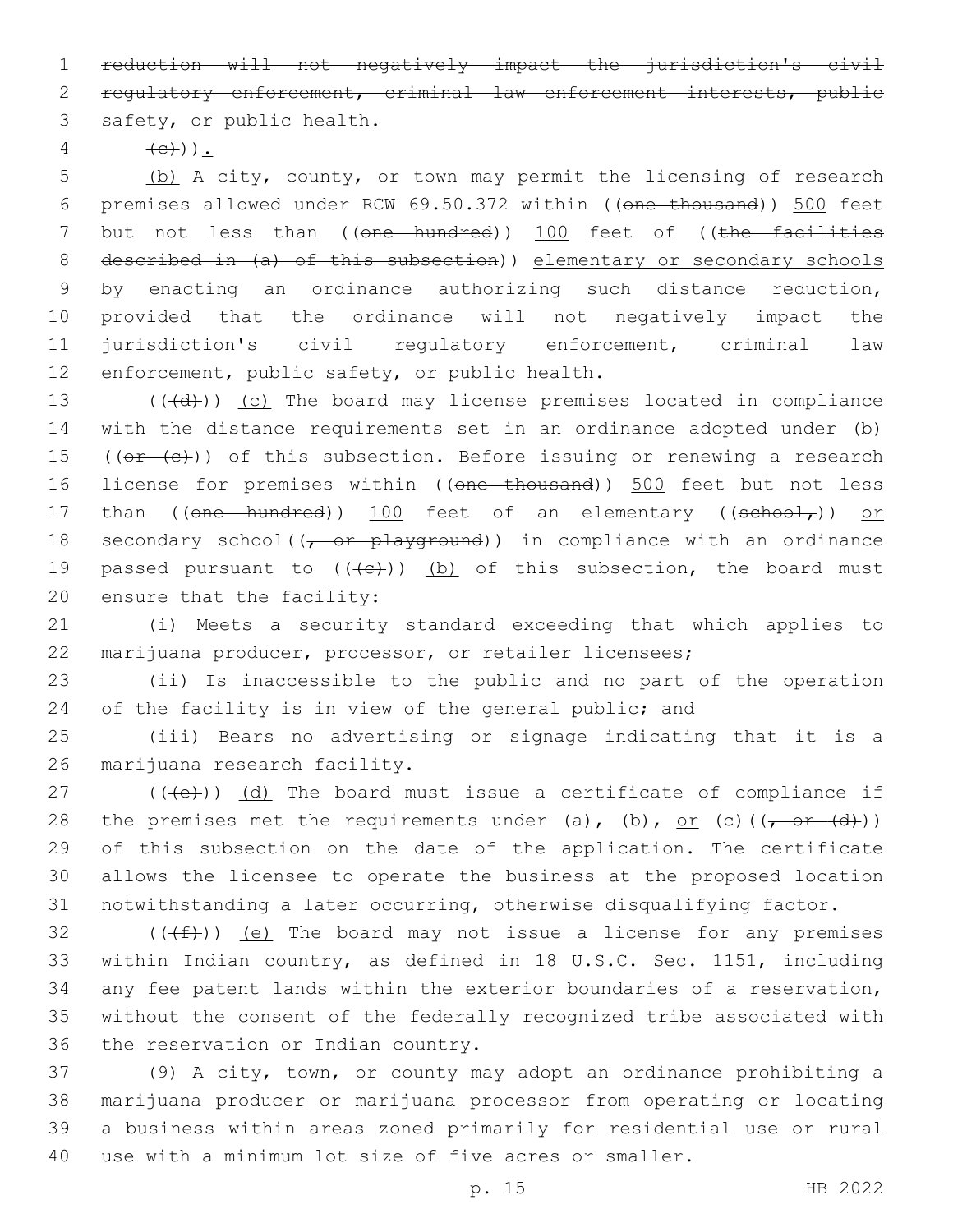~~reduction will not negatively impact the jurisdiction's civil regulatory enforcement, criminal law enforcement interests, public safety, or public health.~~

~~(c)~~)).

(b) A city, county, or town may permit the licensing of research premises allowed under RCW 69.50.372 within ((~~one thousand~~)) 500 feet but not less than ((~~one hundred~~)) 100 feet of ((~~the facilities described in (a) of this subsection~~)) elementary or secondary schools by enacting an ordinance authorizing such distance reduction, provided that the ordinance will not negatively impact the jurisdiction's civil regulatory enforcement, criminal law enforcement, public safety, or public health.

((~~(d)~~)) (c) The board may license premises located in compliance with the distance requirements set in an ordinance adopted under (b) ((~~or (c)~~)) of this subsection. Before issuing or renewing a research license for premises within ((~~one thousand~~)) 500 feet but not less than ((~~one hundred~~)) 100 feet of an elementary ((~~school,~~)) or secondary school((~~, or playground~~)) in compliance with an ordinance passed pursuant to ((~~(c)~~)) (b) of this subsection, the board must ensure that the facility:

(i) Meets a security standard exceeding that which applies to marijuana producer, processor, or retailer licensees;

(ii) Is inaccessible to the public and no part of the operation of the facility is in view of the general public; and

(iii) Bears no advertising or signage indicating that it is a marijuana research facility.

((~~(e)~~)) (d) The board must issue a certificate of compliance if the premises met the requirements under (a), (b), or (c)((~~, or (d)~~)) of this subsection on the date of the application. The certificate allows the licensee to operate the business at the proposed location notwithstanding a later occurring, otherwise disqualifying factor.

((~~(f)~~)) (e) The board may not issue a license for any premises within Indian country, as defined in 18 U.S.C. Sec. 1151, including any fee patent lands within the exterior boundaries of a reservation, without the consent of the federally recognized tribe associated with the reservation or Indian country.

(9) A city, town, or county may adopt an ordinance prohibiting a marijuana producer or marijuana processor from operating or locating a business within areas zoned primarily for residential use or rural use with a minimum lot size of five acres or smaller.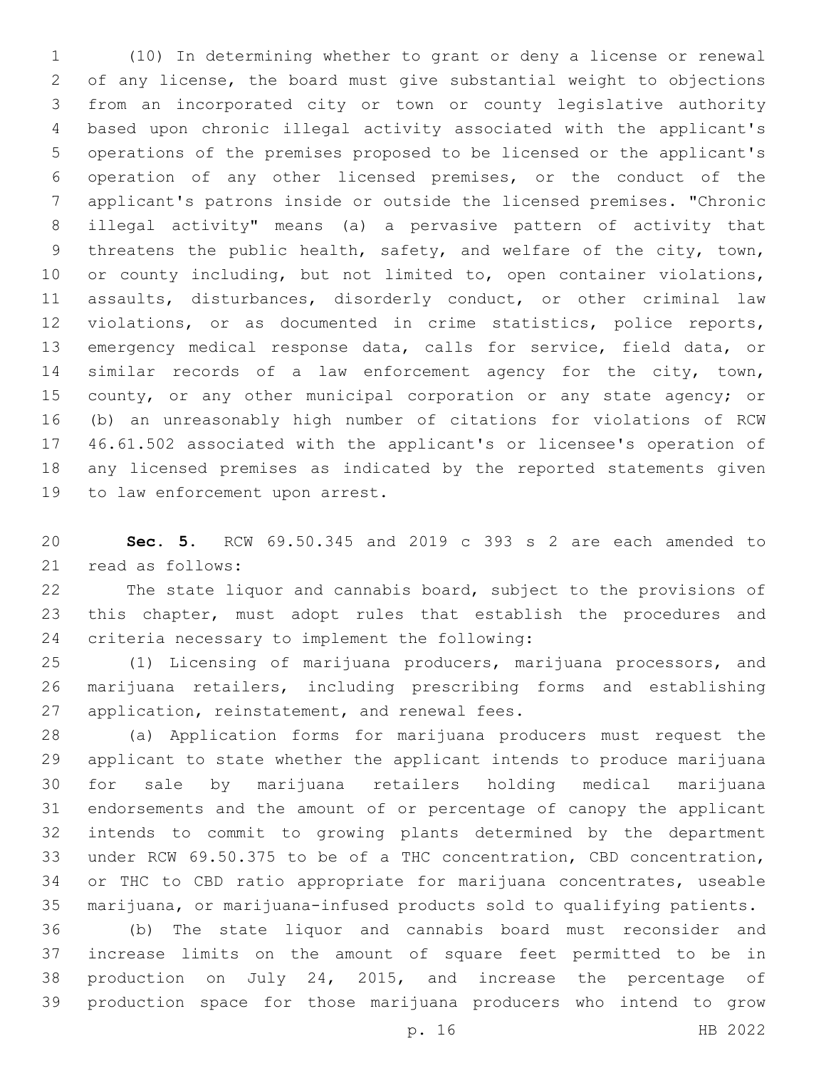(10) In determining whether to grant or deny a license or renewal of any license, the board must give substantial weight to objections from an incorporated city or town or county legislative authority based upon chronic illegal activity associated with the applicant's operations of the premises proposed to be licensed or the applicant's operation of any other licensed premises, or the conduct of the applicant's patrons inside or outside the licensed premises. "Chronic illegal activity" means (a) a pervasive pattern of activity that threatens the public health, safety, and welfare of the city, town, or county including, but not limited to, open container violations, assaults, disturbances, disorderly conduct, or other criminal law violations, or as documented in crime statistics, police reports, emergency medical response data, calls for service, field data, or similar records of a law enforcement agency for the city, town, county, or any other municipal corporation or any state agency; or (b) an unreasonably high number of citations for violations of RCW 46.61.502 associated with the applicant's or licensee's operation of any licensed premises as indicated by the reported statements given to law enforcement upon arrest.

**Sec. 5.** RCW 69.50.345 and 2019 c 393 s 2 are each amended to read as follows:

The state liquor and cannabis board, subject to the provisions of this chapter, must adopt rules that establish the procedures and criteria necessary to implement the following:

(1) Licensing of marijuana producers, marijuana processors, and marijuana retailers, including prescribing forms and establishing application, reinstatement, and renewal fees.

(a) Application forms for marijuana producers must request the applicant to state whether the applicant intends to produce marijuana for sale by marijuana retailers holding medical marijuana endorsements and the amount of or percentage of canopy the applicant intends to commit to growing plants determined by the department under RCW 69.50.375 to be of a THC concentration, CBD concentration, or THC to CBD ratio appropriate for marijuana concentrates, useable marijuana, or marijuana-infused products sold to qualifying patients.

(b) The state liquor and cannabis board must reconsider and increase limits on the amount of square feet permitted to be in production on July 24, 2015, and increase the percentage of production space for those marijuana producers who intend to grow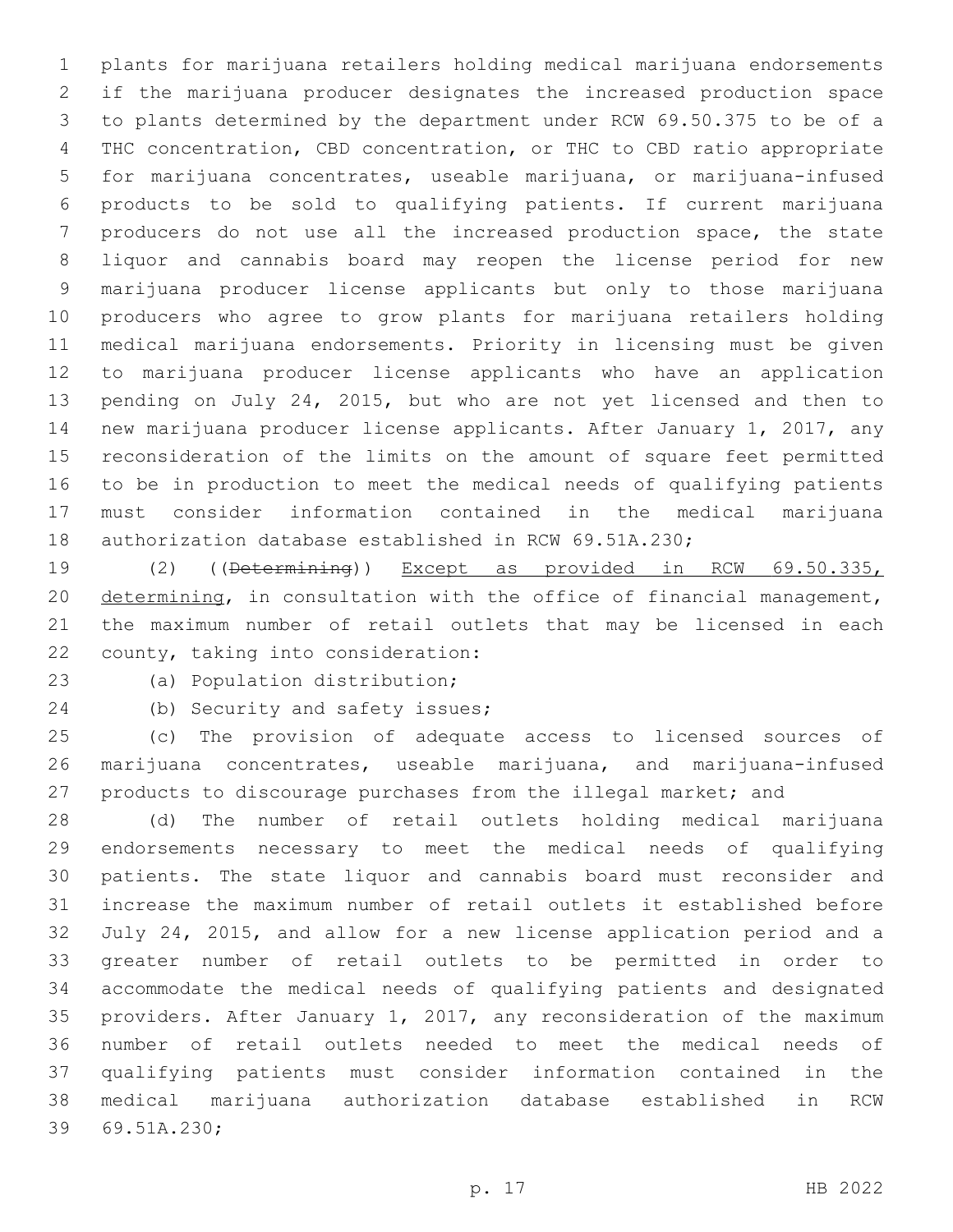plants for marijuana retailers holding medical marijuana endorsements if the marijuana producer designates the increased production space to plants determined by the department under RCW 69.50.375 to be of a THC concentration, CBD concentration, or THC to CBD ratio appropriate for marijuana concentrates, useable marijuana, or marijuana-infused products to be sold to qualifying patients. If current marijuana producers do not use all the increased production space, the state liquor and cannabis board may reopen the license period for new marijuana producer license applicants but only to those marijuana producers who agree to grow plants for marijuana retailers holding medical marijuana endorsements. Priority in licensing must be given to marijuana producer license applicants who have an application pending on July 24, 2015, but who are not yet licensed and then to new marijuana producer license applicants. After January 1, 2017, any reconsideration of the limits on the amount of square feet permitted to be in production to meet the medical needs of qualifying patients must consider information contained in the medical marijuana authorization database established in RCW 69.51A.230;

(2) ((~~Determining~~)) <u>Except as provided in RCW 69.50.335, determining</u>, in consultation with the office of financial management, the maximum number of retail outlets that may be licensed in each county, taking into consideration:

(a) Population distribution;

(b) Security and safety issues;

(c) The provision of adequate access to licensed sources of marijuana concentrates, useable marijuana, and marijuana-infused products to discourage purchases from the illegal market; and

(d) The number of retail outlets holding medical marijuana endorsements necessary to meet the medical needs of qualifying patients. The state liquor and cannabis board must reconsider and increase the maximum number of retail outlets it established before July 24, 2015, and allow for a new license application period and a greater number of retail outlets to be permitted in order to accommodate the medical needs of qualifying patients and designated providers. After January 1, 2017, any reconsideration of the maximum number of retail outlets needed to meet the medical needs of qualifying patients must consider information contained in the medical marijuana authorization database established in RCW 69.51A.230;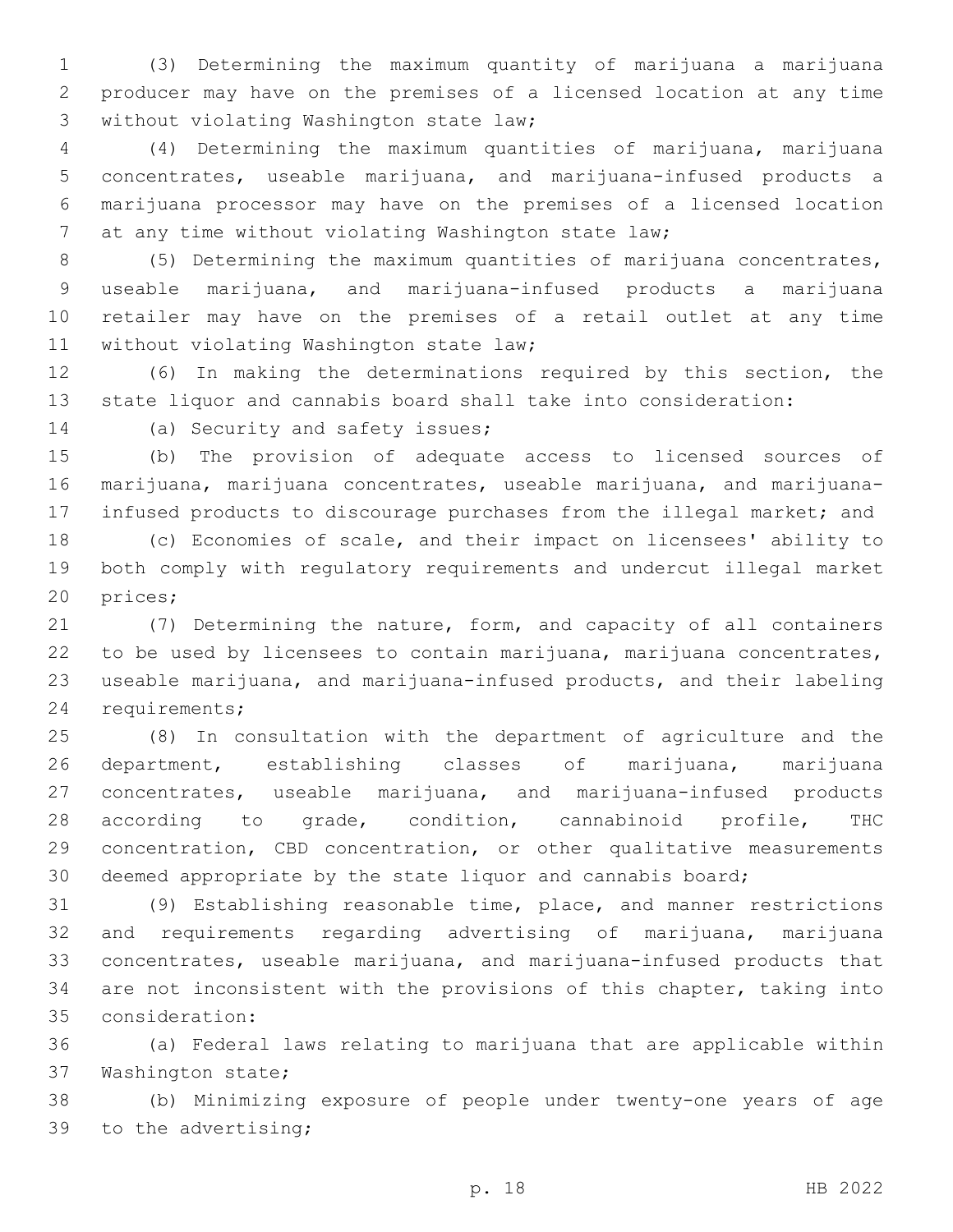(3) Determining the maximum quantity of marijuana a marijuana producer may have on the premises of a licensed location at any time without violating Washington state law;

(4) Determining the maximum quantities of marijuana, marijuana concentrates, useable marijuana, and marijuana-infused products a marijuana processor may have on the premises of a licensed location at any time without violating Washington state law;

(5) Determining the maximum quantities of marijuana concentrates, useable marijuana, and marijuana-infused products a marijuana retailer may have on the premises of a retail outlet at any time without violating Washington state law;

(6) In making the determinations required by this section, the state liquor and cannabis board shall take into consideration:

(a) Security and safety issues;

(b) The provision of adequate access to licensed sources of marijuana, marijuana concentrates, useable marijuana, and marijuana-infused products to discourage purchases from the illegal market; and

(c) Economies of scale, and their impact on licensees' ability to both comply with regulatory requirements and undercut illegal market prices;

(7) Determining the nature, form, and capacity of all containers to be used by licensees to contain marijuana, marijuana concentrates, useable marijuana, and marijuana-infused products, and their labeling requirements;

(8) In consultation with the department of agriculture and the department, establishing classes of marijuana, marijuana concentrates, useable marijuana, and marijuana-infused products according to grade, condition, cannabinoid profile, THC concentration, CBD concentration, or other qualitative measurements deemed appropriate by the state liquor and cannabis board;

(9) Establishing reasonable time, place, and manner restrictions and requirements regarding advertising of marijuana, marijuana concentrates, useable marijuana, and marijuana-infused products that are not inconsistent with the provisions of this chapter, taking into consideration:

(a) Federal laws relating to marijuana that are applicable within Washington state;

(b) Minimizing exposure of people under twenty-one years of age to the advertising;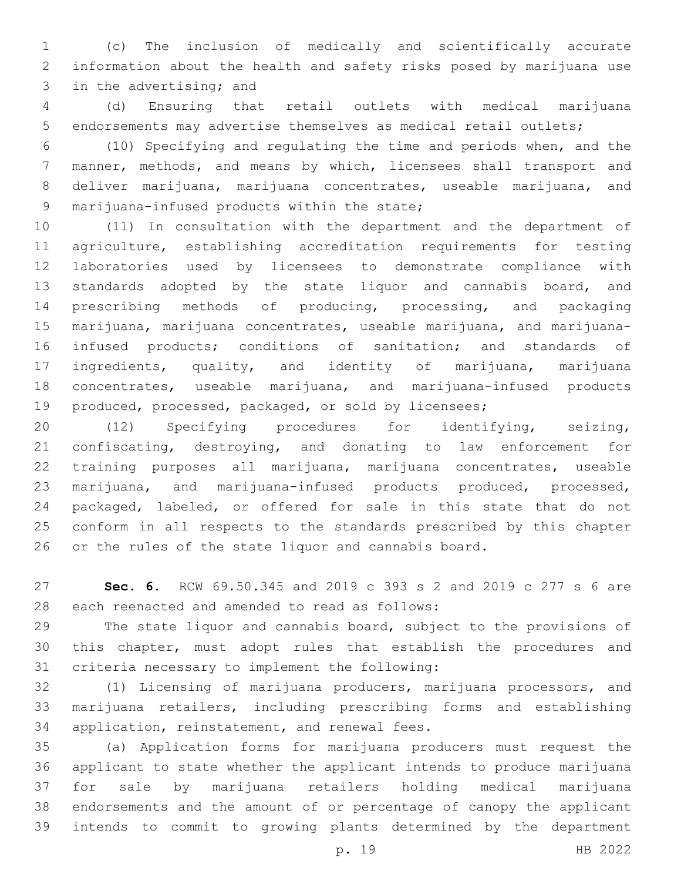(c) The inclusion of medically and scientifically accurate information about the health and safety risks posed by marijuana use in the advertising; and

(d) Ensuring that retail outlets with medical marijuana endorsements may advertise themselves as medical retail outlets;

(10) Specifying and regulating the time and periods when, and the manner, methods, and means by which, licensees shall transport and deliver marijuana, marijuana concentrates, useable marijuana, and marijuana-infused products within the state;

(11) In consultation with the department and the department of agriculture, establishing accreditation requirements for testing laboratories used by licensees to demonstrate compliance with standards adopted by the state liquor and cannabis board, and prescribing methods of producing, processing, and packaging marijuana, marijuana concentrates, useable marijuana, and marijuana-infused products; conditions of sanitation; and standards of ingredients, quality, and identity of marijuana, marijuana concentrates, useable marijuana, and marijuana-infused products produced, processed, packaged, or sold by licensees;

(12) Specifying procedures for identifying, seizing, confiscating, destroying, and donating to law enforcement for training purposes all marijuana, marijuana concentrates, useable marijuana, and marijuana-infused products produced, processed, packaged, labeled, or offered for sale in this state that do not conform in all respects to the standards prescribed by this chapter or the rules of the state liquor and cannabis board.

**Sec. 6.** RCW 69.50.345 and 2019 c 393 s 2 and 2019 c 277 s 6 are each reenacted and amended to read as follows:

The state liquor and cannabis board, subject to the provisions of this chapter, must adopt rules that establish the procedures and criteria necessary to implement the following:

(1) Licensing of marijuana producers, marijuana processors, and marijuana retailers, including prescribing forms and establishing application, reinstatement, and renewal fees.

(a) Application forms for marijuana producers must request the applicant to state whether the applicant intends to produce marijuana for sale by marijuana retailers holding medical marijuana endorsements and the amount of or percentage of canopy the applicant intends to commit to growing plants determined by the department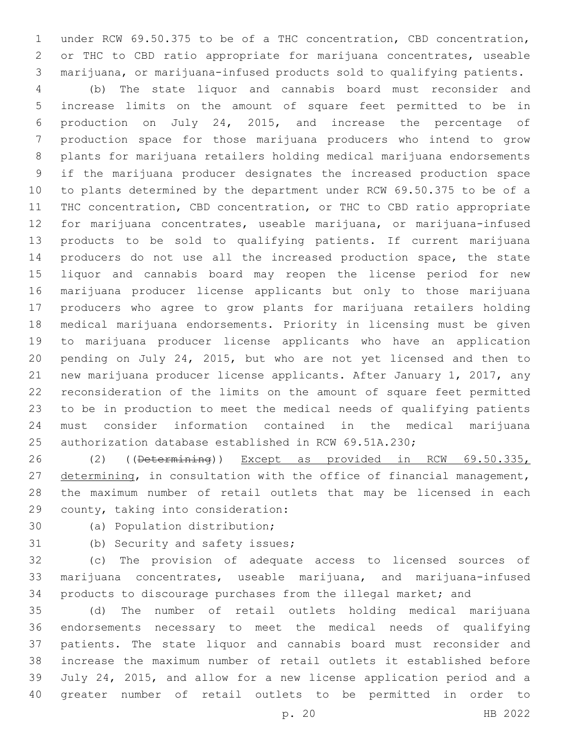under RCW 69.50.375 to be of a THC concentration, CBD concentration, or THC to CBD ratio appropriate for marijuana concentrates, useable marijuana, or marijuana-infused products sold to qualifying patients.

(b) The state liquor and cannabis board must reconsider and increase limits on the amount of square feet permitted to be in production on July 24, 2015, and increase the percentage of production space for those marijuana producers who intend to grow plants for marijuana retailers holding medical marijuana endorsements if the marijuana producer designates the increased production space to plants determined by the department under RCW 69.50.375 to be of a THC concentration, CBD concentration, or THC to CBD ratio appropriate for marijuana concentrates, useable marijuana, or marijuana-infused products to be sold to qualifying patients. If current marijuana producers do not use all the increased production space, the state liquor and cannabis board may reopen the license period for new marijuana producer license applicants but only to those marijuana producers who agree to grow plants for marijuana retailers holding medical marijuana endorsements. Priority in licensing must be given to marijuana producer license applicants who have an application pending on July 24, 2015, but who are not yet licensed and then to new marijuana producer license applicants. After January 1, 2017, any reconsideration of the limits on the amount of square feet permitted to be in production to meet the medical needs of qualifying patients must consider information contained in the medical marijuana authorization database established in RCW 69.51A.230;

(2) ((~~Determining~~)) <u>Except as provided in RCW 69.50.335, determining</u>, in consultation with the office of financial management, the maximum number of retail outlets that may be licensed in each county, taking into consideration:

(a) Population distribution;

(b) Security and safety issues;

(c) The provision of adequate access to licensed sources of marijuana concentrates, useable marijuana, and marijuana-infused products to discourage purchases from the illegal market; and

(d) The number of retail outlets holding medical marijuana endorsements necessary to meet the medical needs of qualifying patients. The state liquor and cannabis board must reconsider and increase the maximum number of retail outlets it established before July 24, 2015, and allow for a new license application period and a greater number of retail outlets to be permitted in order to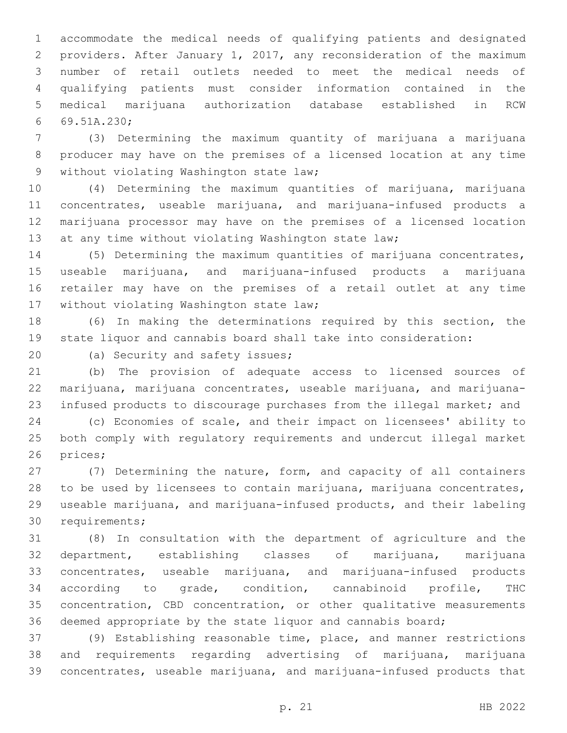accommodate the medical needs of qualifying patients and designated providers. After January 1, 2017, any reconsideration of the maximum number of retail outlets needed to meet the medical needs of qualifying patients must consider information contained in the medical marijuana authorization database established in RCW 69.51A.230;

(3) Determining the maximum quantity of marijuana a marijuana producer may have on the premises of a licensed location at any time without violating Washington state law;

(4) Determining the maximum quantities of marijuana, marijuana concentrates, useable marijuana, and marijuana-infused products a marijuana processor may have on the premises of a licensed location at any time without violating Washington state law;

(5) Determining the maximum quantities of marijuana concentrates, useable marijuana, and marijuana-infused products a marijuana retailer may have on the premises of a retail outlet at any time without violating Washington state law;

(6) In making the determinations required by this section, the state liquor and cannabis board shall take into consideration:

(a) Security and safety issues;

(b) The provision of adequate access to licensed sources of marijuana, marijuana concentrates, useable marijuana, and marijuana-infused products to discourage purchases from the illegal market; and

(c) Economies of scale, and their impact on licensees' ability to both comply with regulatory requirements and undercut illegal market prices;

(7) Determining the nature, form, and capacity of all containers to be used by licensees to contain marijuana, marijuana concentrates, useable marijuana, and marijuana-infused products, and their labeling requirements;

(8) In consultation with the department of agriculture and the department, establishing classes of marijuana, marijuana concentrates, useable marijuana, and marijuana-infused products according to grade, condition, cannabinoid profile, THC concentration, CBD concentration, or other qualitative measurements deemed appropriate by the state liquor and cannabis board;

(9) Establishing reasonable time, place, and manner restrictions and requirements regarding advertising of marijuana, marijuana concentrates, useable marijuana, and marijuana-infused products that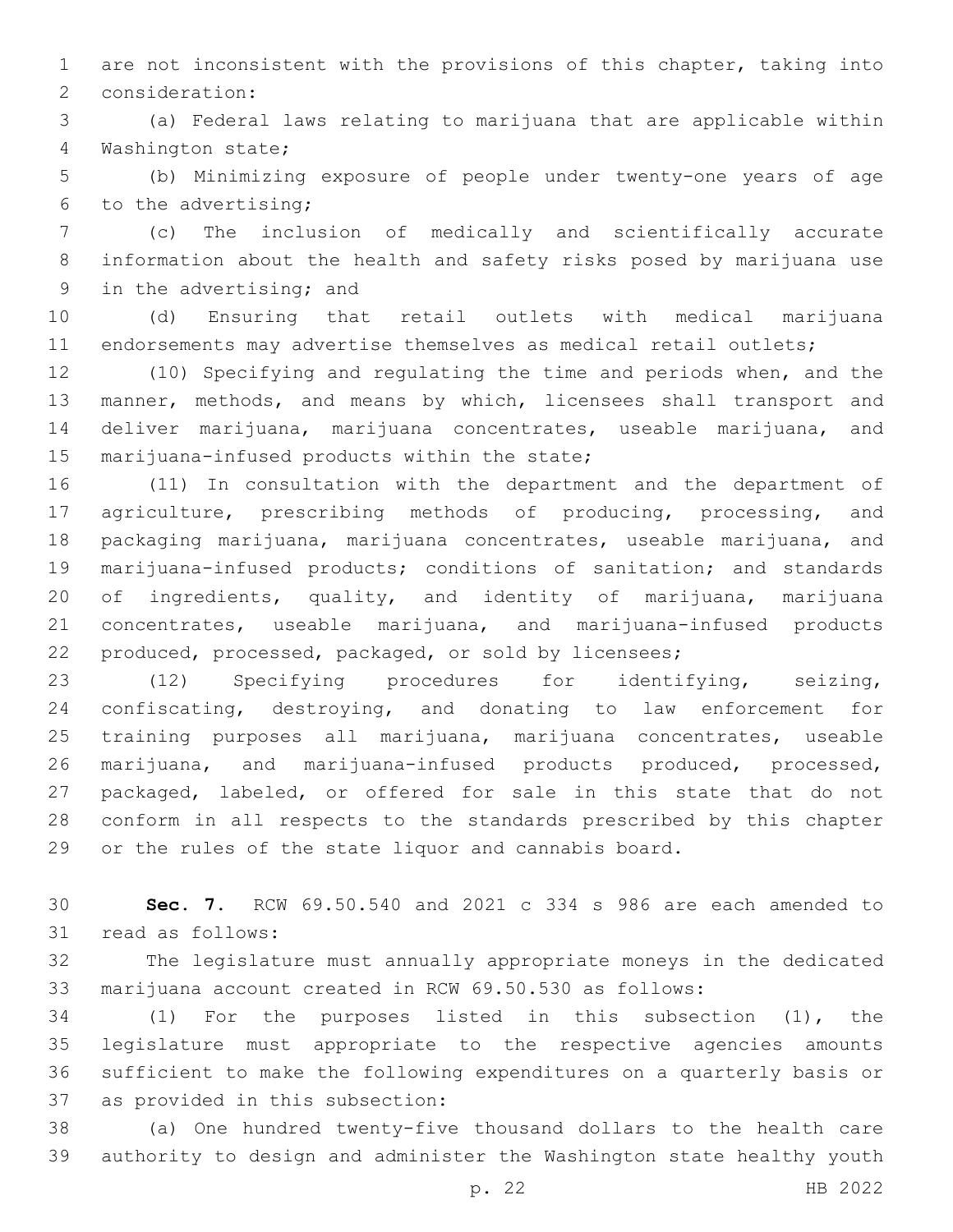are not inconsistent with the provisions of this chapter, taking into consideration:

(a) Federal laws relating to marijuana that are applicable within Washington state;

(b) Minimizing exposure of people under twenty-one years of age to the advertising;

(c) The inclusion of medically and scientifically accurate information about the health and safety risks posed by marijuana use in the advertising; and

(d) Ensuring that retail outlets with medical marijuana endorsements may advertise themselves as medical retail outlets;

(10) Specifying and regulating the time and periods when, and the manner, methods, and means by which, licensees shall transport and deliver marijuana, marijuana concentrates, useable marijuana, and marijuana-infused products within the state;

(11) In consultation with the department and the department of agriculture, prescribing methods of producing, processing, and packaging marijuana, marijuana concentrates, useable marijuana, and marijuana-infused products; conditions of sanitation; and standards of ingredients, quality, and identity of marijuana, marijuana concentrates, useable marijuana, and marijuana-infused products produced, processed, packaged, or sold by licensees;

(12) Specifying procedures for identifying, seizing, confiscating, destroying, and donating to law enforcement for training purposes all marijuana, marijuana concentrates, useable marijuana, and marijuana-infused products produced, processed, packaged, labeled, or offered for sale in this state that do not conform in all respects to the standards prescribed by this chapter or the rules of the state liquor and cannabis board.

**Sec. 7.** RCW 69.50.540 and 2021 c 334 s 986 are each amended to read as follows:

The legislature must annually appropriate moneys in the dedicated marijuana account created in RCW 69.50.530 as follows:

(1) For the purposes listed in this subsection (1), the legislature must appropriate to the respective agencies amounts sufficient to make the following expenditures on a quarterly basis or as provided in this subsection:

(a) One hundred twenty-five thousand dollars to the health care authority to design and administer the Washington state healthy youth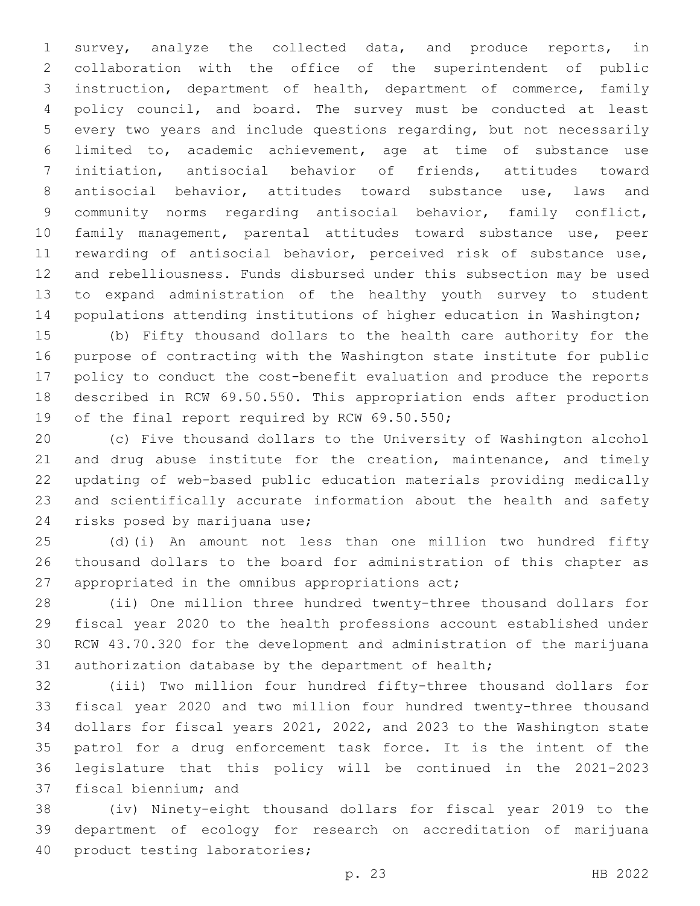survey, analyze the collected data, and produce reports, in collaboration with the office of the superintendent of public instruction, department of health, department of commerce, family policy council, and board. The survey must be conducted at least every two years and include questions regarding, but not necessarily limited to, academic achievement, age at time of substance use initiation, antisocial behavior of friends, attitudes toward antisocial behavior, attitudes toward substance use, laws and community norms regarding antisocial behavior, family conflict, family management, parental attitudes toward substance use, peer rewarding of antisocial behavior, perceived risk of substance use, and rebelliousness. Funds disbursed under this subsection may be used to expand administration of the healthy youth survey to student populations attending institutions of higher education in Washington;

(b) Fifty thousand dollars to the health care authority for the purpose of contracting with the Washington state institute for public policy to conduct the cost-benefit evaluation and produce the reports described in RCW 69.50.550. This appropriation ends after production of the final report required by RCW 69.50.550;

(c) Five thousand dollars to the University of Washington alcohol and drug abuse institute for the creation, maintenance, and timely updating of web-based public education materials providing medically and scientifically accurate information about the health and safety risks posed by marijuana use;

(d)(i) An amount not less than one million two hundred fifty thousand dollars to the board for administration of this chapter as appropriated in the omnibus appropriations act;

(ii) One million three hundred twenty-three thousand dollars for fiscal year 2020 to the health professions account established under RCW 43.70.320 for the development and administration of the marijuana authorization database by the department of health;

(iii) Two million four hundred fifty-three thousand dollars for fiscal year 2020 and two million four hundred twenty-three thousand dollars for fiscal years 2021, 2022, and 2023 to the Washington state patrol for a drug enforcement task force. It is the intent of the legislature that this policy will be continued in the 2021-2023 fiscal biennium; and

(iv) Ninety-eight thousand dollars for fiscal year 2019 to the department of ecology for research on accreditation of marijuana product testing laboratories;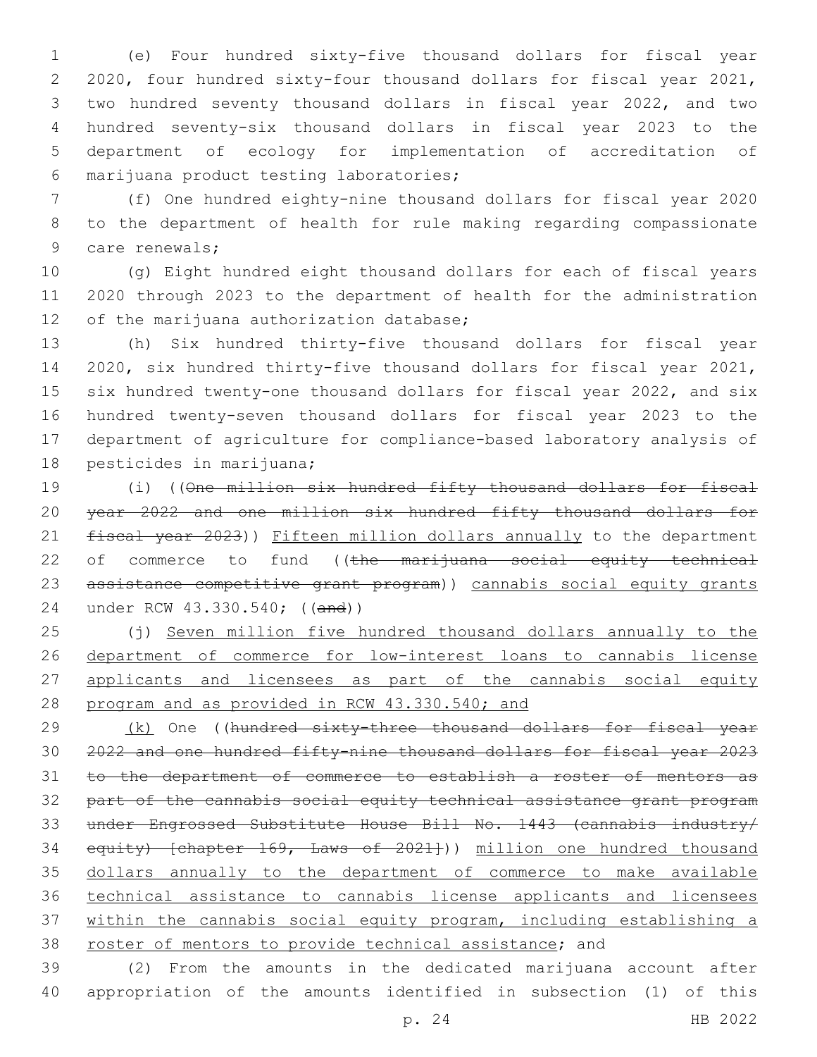(e) Four hundred sixty-five thousand dollars for fiscal year 2020, four hundred sixty-four thousand dollars for fiscal year 2021, two hundred seventy thousand dollars in fiscal year 2022, and two hundred seventy-six thousand dollars in fiscal year 2023 to the department of ecology for implementation of accreditation of marijuana product testing laboratories;

(f) One hundred eighty-nine thousand dollars for fiscal year 2020 to the department of health for rule making regarding compassionate care renewals;

(g) Eight hundred eight thousand dollars for each of fiscal years 2020 through 2023 to the department of health for the administration of the marijuana authorization database;

(h) Six hundred thirty-five thousand dollars for fiscal year 2020, six hundred thirty-five thousand dollars for fiscal year 2021, six hundred twenty-one thousand dollars for fiscal year 2022, and six hundred twenty-seven thousand dollars for fiscal year 2023 to the department of agriculture for compliance-based laboratory analysis of pesticides in marijuana;

(i) ((~~One million six hundred fifty thousand dollars for fiscal year 2022 and one million six hundred fifty thousand dollars for fiscal year 2023~~)) <u>Fifteen million dollars annually</u> to the department of commerce to fund ((~~the marijuana social equity technical assistance competitive grant program~~)) <u>cannabis social equity grants</u> under RCW 43.330.540; ((~~and~~))

(j) <u>Seven million five hundred thousand dollars annually to the department of commerce for low-interest loans to cannabis license applicants and licensees as part of the cannabis social equity program and as provided in RCW 43.330.540; and</u>

<u>(k)</u> One ((~~hundred sixty-three thousand dollars for fiscal year 2022 and one hundred fifty-nine thousand dollars for fiscal year 2023 to the department of commerce to establish a roster of mentors as part of the cannabis social equity technical assistance grant program under Engrossed Substitute House Bill No. 1443 (cannabis industry/equity) [chapter 169, Laws of 2021]~~)) <u>million one hundred thousand dollars annually to the department of commerce to make available technical assistance to cannabis license applicants and licensees within the cannabis social equity program, including establishing a roster of mentors to provide technical assistance</u>; and

(2) From the amounts in the dedicated marijuana account after appropriation of the amounts identified in subsection (1) of this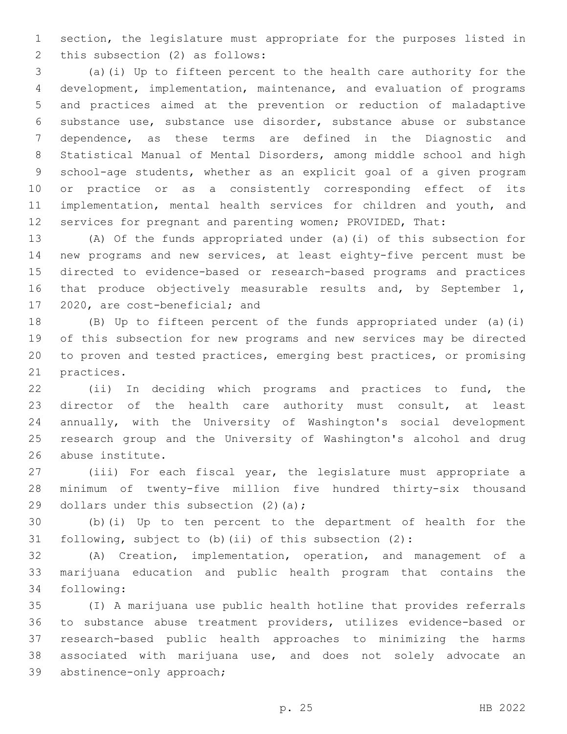section, the legislature must appropriate for the purposes listed in this subsection (2) as follows:

(a)(i) Up to fifteen percent to the health care authority for the development, implementation, maintenance, and evaluation of programs and practices aimed at the prevention or reduction of maladaptive substance use, substance use disorder, substance abuse or substance dependence, as these terms are defined in the Diagnostic and Statistical Manual of Mental Disorders, among middle school and high school-age students, whether as an explicit goal of a given program or practice or as a consistently corresponding effect of its implementation, mental health services for children and youth, and services for pregnant and parenting women; PROVIDED, That:

(A) Of the funds appropriated under (a)(i) of this subsection for new programs and new services, at least eighty-five percent must be directed to evidence-based or research-based programs and practices that produce objectively measurable results and, by September 1, 2020, are cost-beneficial; and

(B) Up to fifteen percent of the funds appropriated under (a)(i) of this subsection for new programs and new services may be directed to proven and tested practices, emerging best practices, or promising practices.

(ii) In deciding which programs and practices to fund, the director of the health care authority must consult, at least annually, with the University of Washington's social development research group and the University of Washington's alcohol and drug abuse institute.

(iii) For each fiscal year, the legislature must appropriate a minimum of twenty-five million five hundred thirty-six thousand dollars under this subsection (2)(a);

(b)(i) Up to ten percent to the department of health for the following, subject to (b)(ii) of this subsection (2):

(A) Creation, implementation, operation, and management of a marijuana education and public health program that contains the following:

(I) A marijuana use public health hotline that provides referrals to substance abuse treatment providers, utilizes evidence-based or research-based public health approaches to minimizing the harms associated with marijuana use, and does not solely advocate an abstinence-only approach;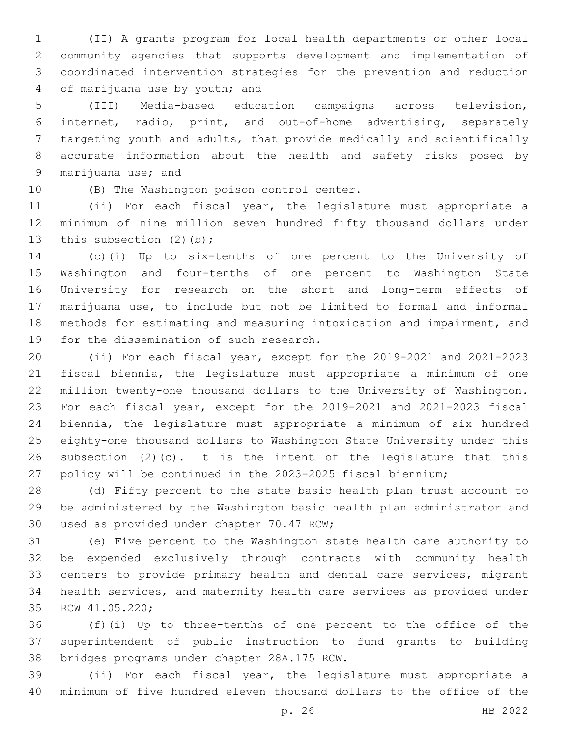(II) A grants program for local health departments or other local community agencies that supports development and implementation of coordinated intervention strategies for the prevention and reduction of marijuana use by youth; and

(III) Media-based education campaigns across television, internet, radio, print, and out-of-home advertising, separately targeting youth and adults, that provide medically and scientifically accurate information about the health and safety risks posed by marijuana use; and

(B) The Washington poison control center.

(ii) For each fiscal year, the legislature must appropriate a minimum of nine million seven hundred fifty thousand dollars under this subsection (2)(b);

(c)(i) Up to six-tenths of one percent to the University of Washington and four-tenths of one percent to Washington State University for research on the short and long-term effects of marijuana use, to include but not be limited to formal and informal methods for estimating and measuring intoxication and impairment, and for the dissemination of such research.

(ii) For each fiscal year, except for the 2019-2021 and 2021-2023 fiscal biennia, the legislature must appropriate a minimum of one million twenty-one thousand dollars to the University of Washington. For each fiscal year, except for the 2019-2021 and 2021-2023 fiscal biennia, the legislature must appropriate a minimum of six hundred eighty-one thousand dollars to Washington State University under this subsection (2)(c). It is the intent of the legislature that this policy will be continued in the 2023-2025 fiscal biennium;

(d) Fifty percent to the state basic health plan trust account to be administered by the Washington basic health plan administrator and used as provided under chapter 70.47 RCW;

(e) Five percent to the Washington state health care authority to be expended exclusively through contracts with community health centers to provide primary health and dental care services, migrant health services, and maternity health care services as provided under RCW 41.05.220;

(f)(i) Up to three-tenths of one percent to the office of the superintendent of public instruction to fund grants to building bridges programs under chapter 28A.175 RCW.

(ii) For each fiscal year, the legislature must appropriate a minimum of five hundred eleven thousand dollars to the office of the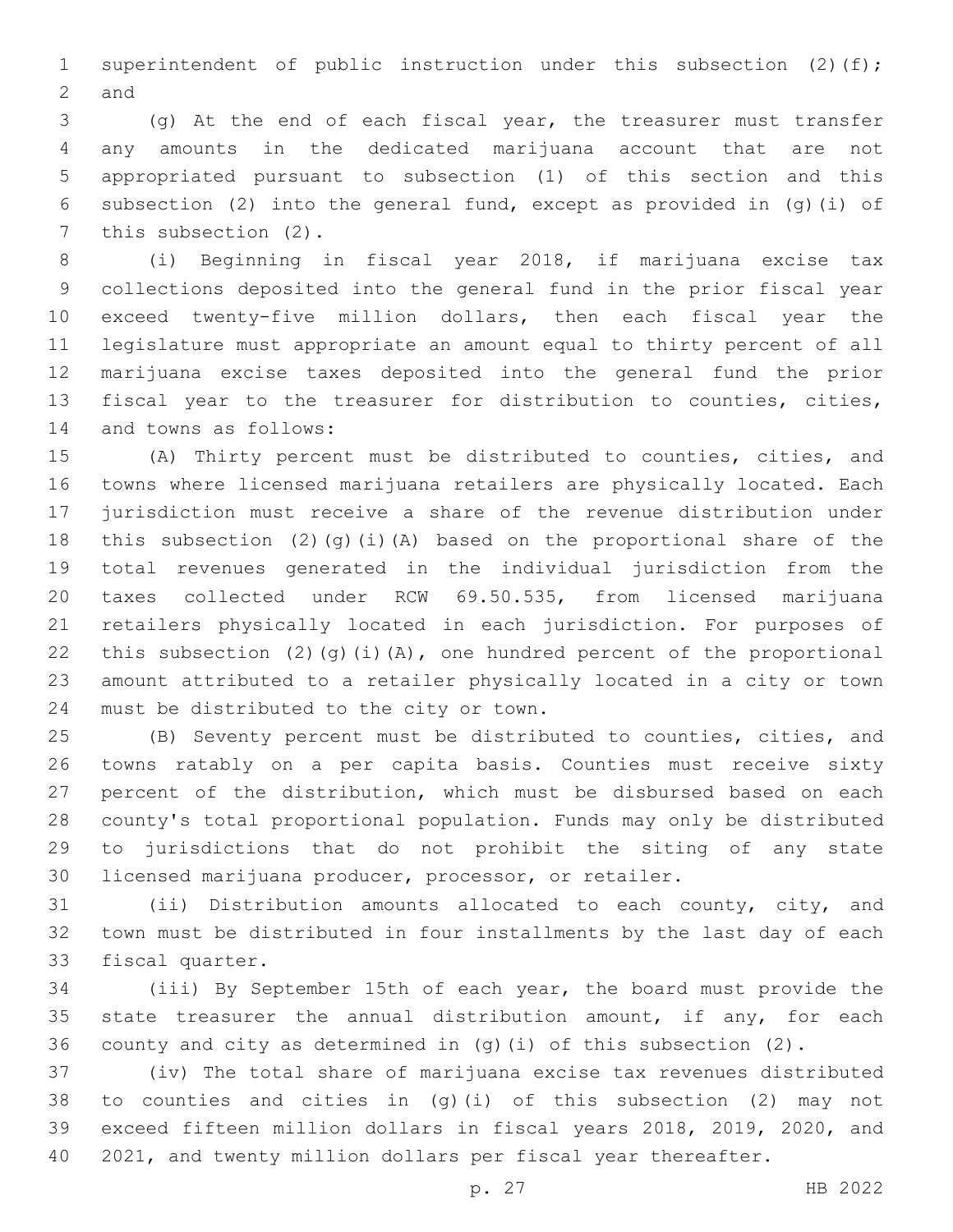superintendent of public instruction under this subsection (2)(f); and

(g) At the end of each fiscal year, the treasurer must transfer any amounts in the dedicated marijuana account that are not appropriated pursuant to subsection (1) of this section and this subsection (2) into the general fund, except as provided in (g)(i) of this subsection (2).

(i) Beginning in fiscal year 2018, if marijuana excise tax collections deposited into the general fund in the prior fiscal year exceed twenty-five million dollars, then each fiscal year the legislature must appropriate an amount equal to thirty percent of all marijuana excise taxes deposited into the general fund the prior fiscal year to the treasurer for distribution to counties, cities, and towns as follows:

(A) Thirty percent must be distributed to counties, cities, and towns where licensed marijuana retailers are physically located. Each jurisdiction must receive a share of the revenue distribution under this subsection (2)(g)(i)(A) based on the proportional share of the total revenues generated in the individual jurisdiction from the taxes collected under RCW 69.50.535, from licensed marijuana retailers physically located in each jurisdiction. For purposes of this subsection (2)(g)(i)(A), one hundred percent of the proportional amount attributed to a retailer physically located in a city or town must be distributed to the city or town.

(B) Seventy percent must be distributed to counties, cities, and towns ratably on a per capita basis. Counties must receive sixty percent of the distribution, which must be disbursed based on each county's total proportional population. Funds may only be distributed to jurisdictions that do not prohibit the siting of any state licensed marijuana producer, processor, or retailer.

(ii) Distribution amounts allocated to each county, city, and town must be distributed in four installments by the last day of each fiscal quarter.

(iii) By September 15th of each year, the board must provide the state treasurer the annual distribution amount, if any, for each county and city as determined in (g)(i) of this subsection (2).

(iv) The total share of marijuana excise tax revenues distributed to counties and cities in (g)(i) of this subsection (2) may not exceed fifteen million dollars in fiscal years 2018, 2019, 2020, and 2021, and twenty million dollars per fiscal year thereafter.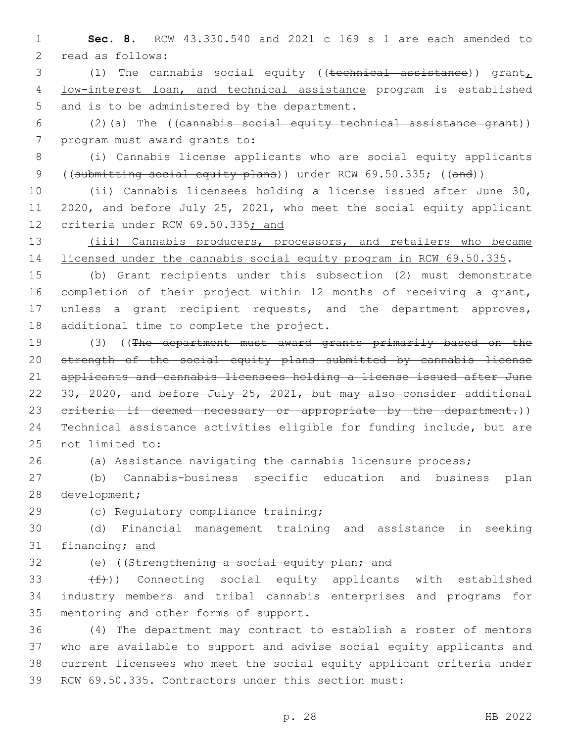**Sec. 8.** RCW 43.330.540 and 2021 c 169 s 1 are each amended to read as follows:

(1) The cannabis social equity ((~~technical assistance~~)) grant, low-interest loan, and technical assistance program is established and is to be administered by the department.

(2)(a) The ((~~cannabis social equity technical assistance grant~~)) program must award grants to:

(i) Cannabis license applicants who are social equity applicants ((~~submitting social equity plans~~)) under RCW 69.50.335; ((~~and~~))

(ii) Cannabis licensees holding a license issued after June 30, 2020, and before July 25, 2021, who meet the social equity applicant criteria under RCW 69.50.335; and

(iii) Cannabis producers, processors, and retailers who became licensed under the cannabis social equity program in RCW 69.50.335.

(b) Grant recipients under this subsection (2) must demonstrate completion of their project within 12 months of receiving a grant, unless a grant recipient requests, and the department approves, additional time to complete the project.

(3) ((~~The department must award grants primarily based on the strength of the social equity plans submitted by cannabis license applicants and cannabis licensees holding a license issued after June 30, 2020, and before July 25, 2021, but may also consider additional criteria if deemed necessary or appropriate by the department.~~)) Technical assistance activities eligible for funding include, but are not limited to:

(a) Assistance navigating the cannabis licensure process;

(b) Cannabis-business specific education and business plan development;

(c) Regulatory compliance training;

(d) Financial management training and assistance in seeking financing; and

(e) ((~~Strengthening a social equity plan; and~~

~~(f)~~)) Connecting social equity applicants with established industry members and tribal cannabis enterprises and programs for mentoring and other forms of support.

(4) The department may contract to establish a roster of mentors who are available to support and advise social equity applicants and current licensees who meet the social equity applicant criteria under RCW 69.50.335. Contractors under this section must: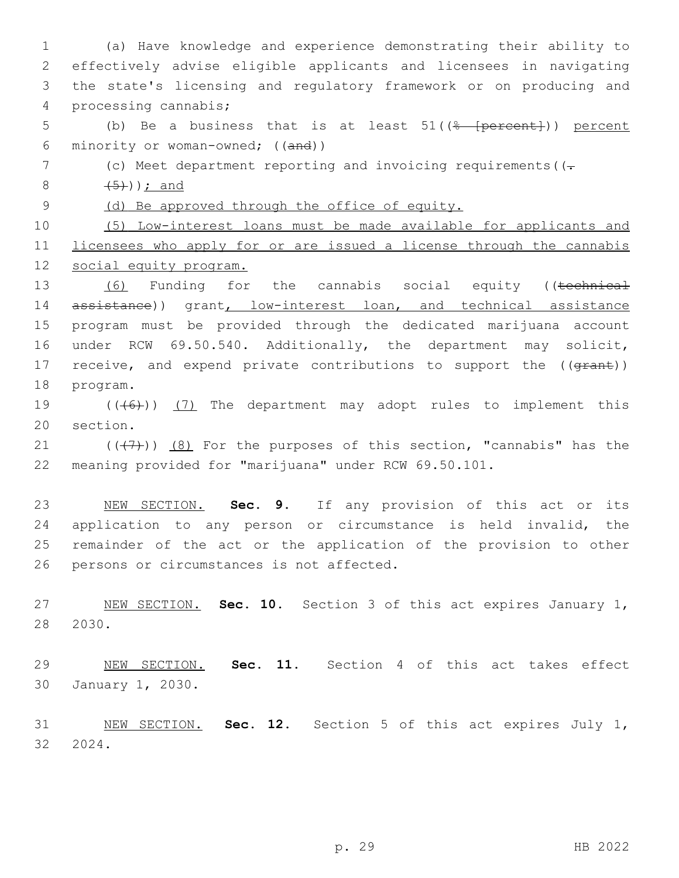(a) Have knowledge and experience demonstrating their ability to effectively advise eligible applicants and licensees in navigating the state's licensing and regulatory framework or on producing and processing cannabis;

(b) Be a business that is at least 51((~~% [percent]~~)) <u>percent</u> minority or woman-owned; ((~~and~~))

(c) Meet department reporting and invoicing requirements((~~.~~ ~~(5)~~))<u>; and</u>

<u>(d) Be approved through the office of equity.</u>

<u>(5) Low-interest loans must be made available for applicants and licensees who apply for or are issued a license through the cannabis social equity program.</u>

<u>(6)</u> Funding for the cannabis social equity ((~~technical assistance~~)) grant<u>, low-interest loan, and technical assistance</u> program must be provided through the dedicated marijuana account under RCW 69.50.540. Additionally, the department may solicit, receive, and expend private contributions to support the ((~~grant~~)) program.

((~~(6)~~)) <u>(7)</u> The department may adopt rules to implement this section.

((~~(7)~~)) <u>(8)</u> For the purposes of this section, "cannabis" has the meaning provided for "marijuana" under RCW 69.50.101.

<u>NEW SECTION.</u> **Sec. 9.** If any provision of this act or its application to any person or circumstance is held invalid, the remainder of the act or the application of the provision to other persons or circumstances is not affected.

<u>NEW SECTION.</u> **Sec. 10.** Section 3 of this act expires January 1, 2030.

<u>NEW SECTION.</u> **Sec. 11.** Section 4 of this act takes effect January 1, 2030.

<u>NEW SECTION.</u> **Sec. 12.** Section 5 of this act expires July 1, 2024.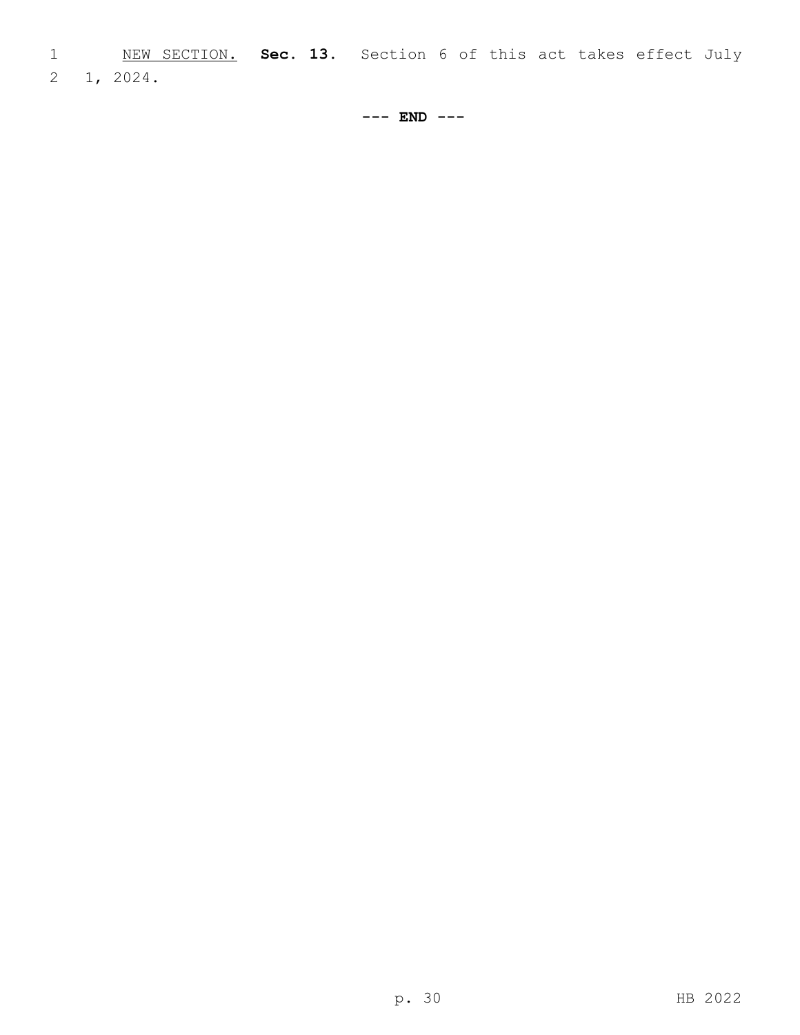NEW SECTION. **Sec. 13.** Section 6 of this act takes effect July 1, 2024.

**--- END ---**